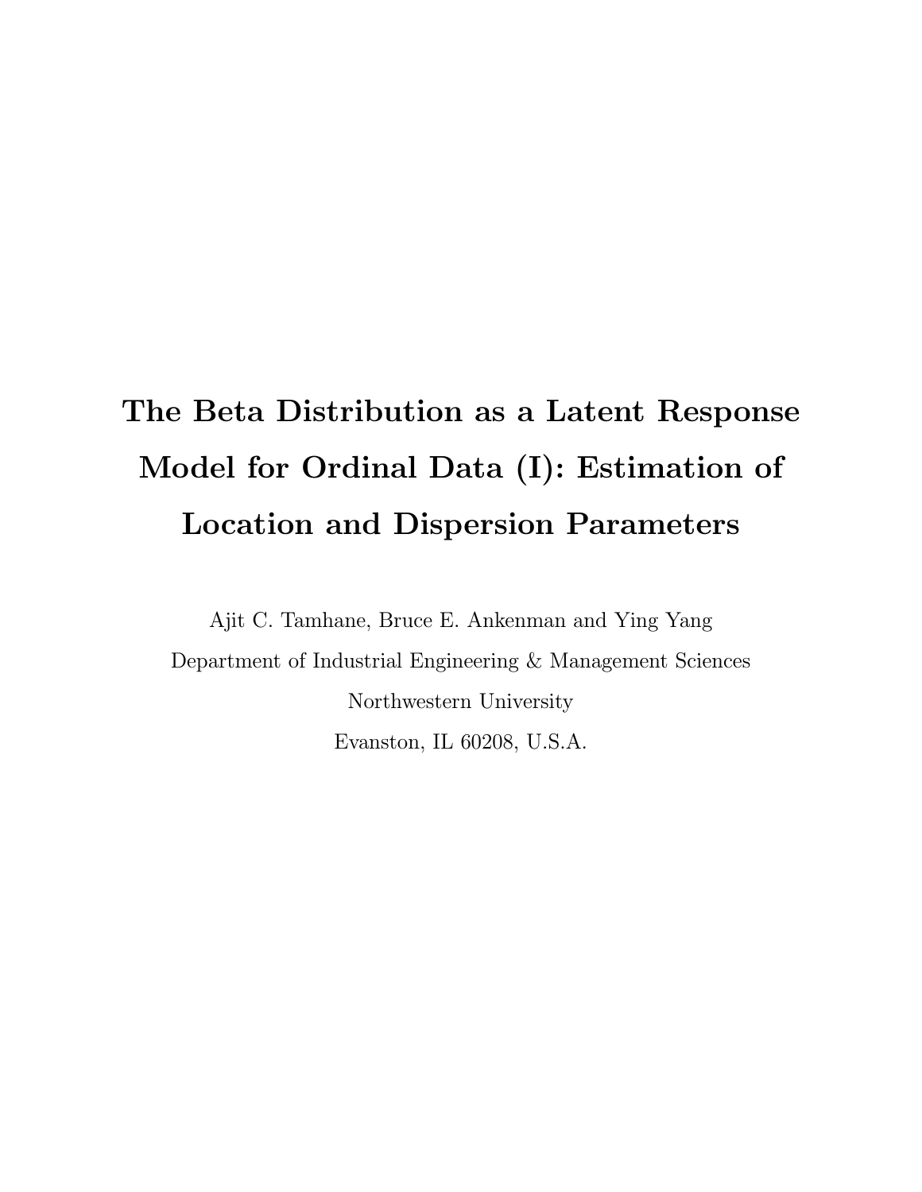# The Beta Distribution as a Latent Response Model for Ordinal Data (I): Estimation of Location and Dispersion Parameters

Ajit C. Tamhane, Bruce E. Ankenman and Ying Yang

Department of Industrial Engineering & Management Sciences

Northwestern University

Evanston, IL 60208, U.S.A.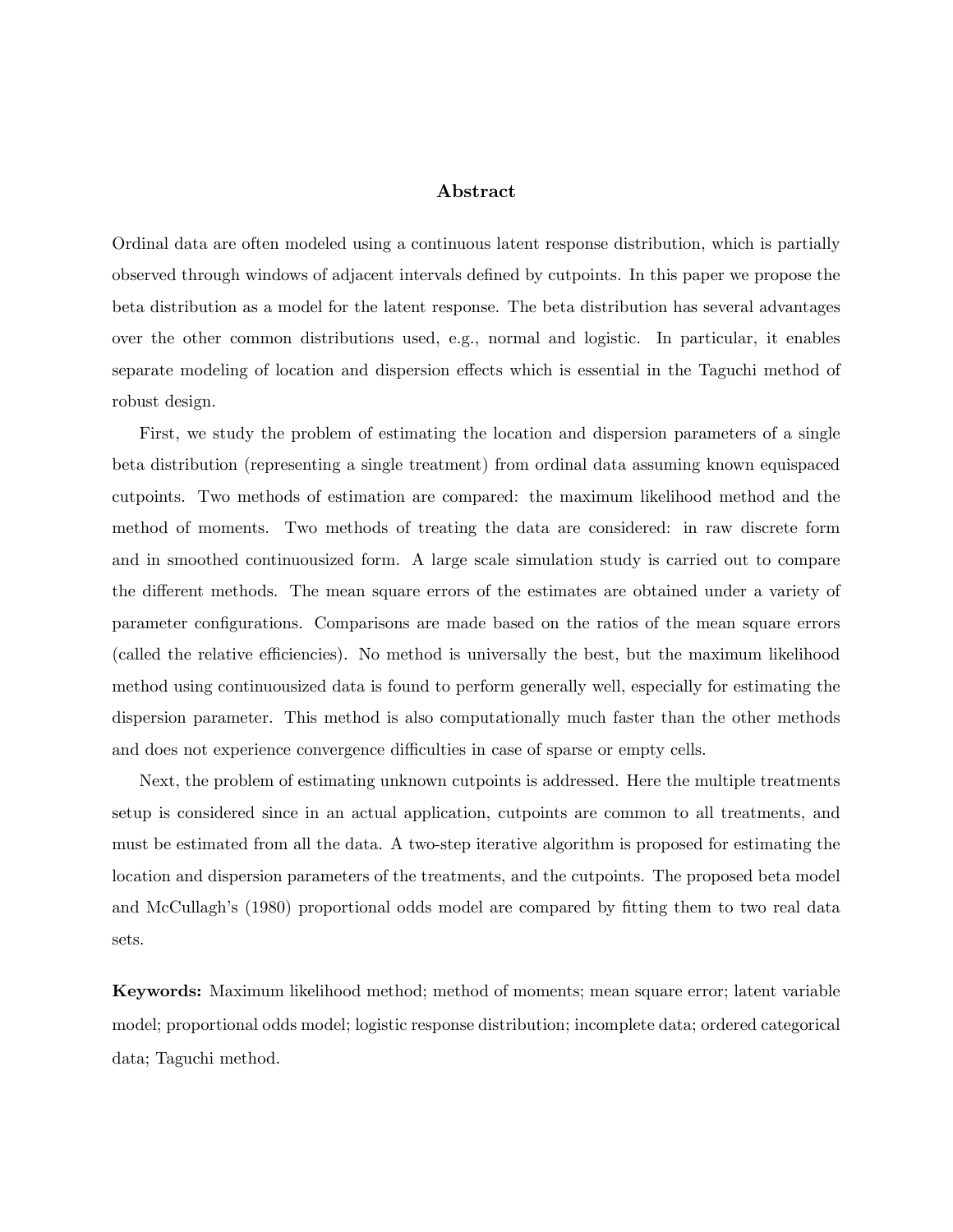## Abstract

Ordinal data are often modeled using a continuous latent response distribution, which is partially observed through windows of adjacent intervals defined by cutpoints. In this paper we propose the beta distribution as a model for the latent response. The beta distribution has several advantages over the other common distributions used, e.g., normal and logistic. In particular, it enables separate modeling of location and dispersion effects which is essential in the Taguchi method of robust design.

First, we study the problem of estimating the location and dispersion parameters of a single beta distribution (representing a single treatment) from ordinal data assuming known equispaced cutpoints. Two methods of estimation are compared: the maximum likelihood method and the method of moments. Two methods of treating the data are considered: in raw discrete form and in smoothed continuousized form. A large scale simulation study is carried out to compare the different methods. The mean square errors of the estimates are obtained under a variety of parameter configurations. Comparisons are made based on the ratios of the mean square errors (called the relative efficiencies). No method is universally the best, but the maximum likelihood method using continuousized data is found to perform generally well, especially for estimating the dispersion parameter. This method is also computationally much faster than the other methods and does not experience convergence difficulties in case of sparse or empty cells.

Next, the problem of estimating unknown cutpoints is addressed. Here the multiple treatments setup is considered since in an actual application, cutpoints are common to all treatments, and must be estimated from all the data. A two-step iterative algorithm is proposed for estimating the location and dispersion parameters of the treatments, and the cutpoints. The proposed beta model and McCullagh's (1980) proportional odds model are compared by fitting them to two real data sets.

**Keywords:** Maximum likelihood method; method of moments; mean square error; latent variable model; proportional odds model; logistic response distribution; incomplete data; ordered categorical data; Taguchi method.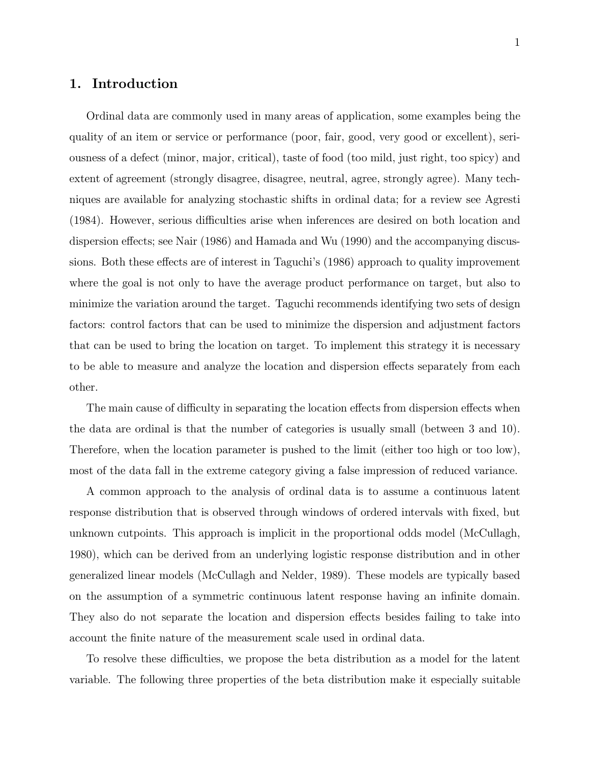## 1. Introduction

Ordinal data are commonly used in many areas of application, some examples being the quality of an item or service or performance (poor, fair, good, very good or excellent), seriousness of a defect (minor, major, critical), taste of food (too mild, just right, too spicy) and extent of agreement (strongly disagree, disagree, neutral, agree, strongly agree). Many techniques are available for analyzing stochastic shifts in ordinal data; for a review see Agresti (1984). However, serious difficulties arise when inferences are desired on both location and dispersion effects; see Nair (1986) and Hamada and Wu (1990) and the accompanying discussions. Both these effects are of interest in Taguchi's (1986) approach to quality improvement where the goal is not only to have the average product performance on target, but also to minimize the variation around the target. Taguchi recommends identifying two sets of design factors: control factors that can be used to minimize the dispersion and adjustment factors that can be used to bring the location on target. To implement this strategy it is necessary to be able to measure and analyze the location and dispersion effects separately from each other.

The main cause of difficulty in separating the location effects from dispersion effects when the data are ordinal is that the number of categories is usually small (between 3 and 10). Therefore, when the location parameter is pushed to the limit (either too high or too low), most of the data fall in the extreme category giving a false impression of reduced variance.

A common approach to the analysis of ordinal data is to assume a continuous latent response distribution that is observed through windows of ordered intervals with fixed, but unknown cutpoints. This approach is implicit in the proportional odds model (McCullagh, 1980), which can be derived from an underlying logistic response distribution and in other generalized linear models (McCullagh and Nelder, 1989). These models are typically based on the assumption of a symmetric continuous latent response having an infinite domain. They also do not separate the location and dispersion effects besides failing to take into account the finite nature of the measurement scale used in ordinal data.

To resolve these difficulties, we propose the beta distribution as a model for the latent variable. The following three properties of the beta distribution make it especially suitable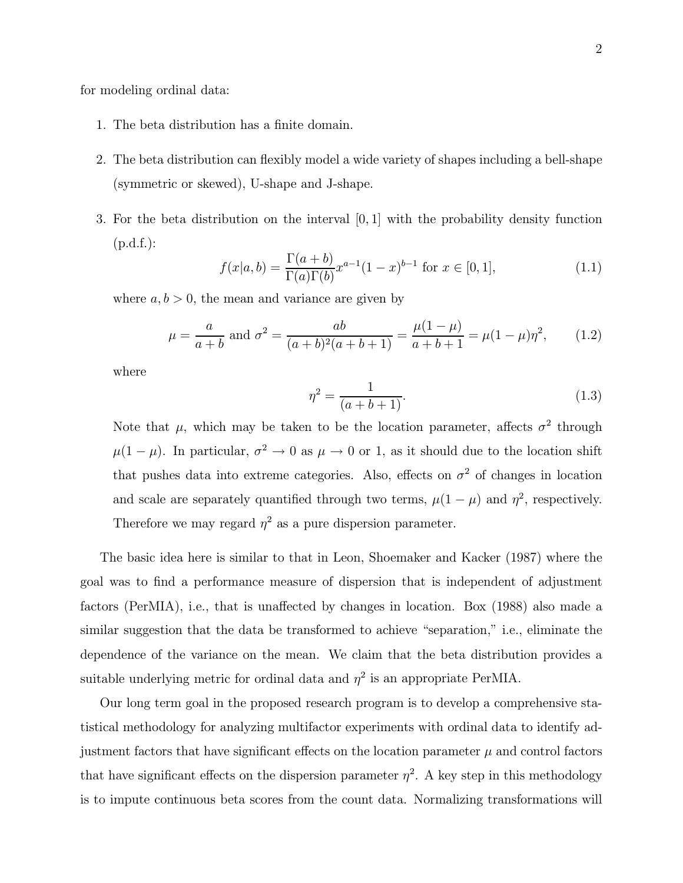for modeling ordinal data:

1. The beta distribution has a finite domain.

2. The beta distribution can flexibly model a wide variety of shapes including a bell-shape (symmetric or skewed), U-shape and J-shape.

3. For the beta distribution on the interval $[0, 1]$ with the probability density function (p.d.f.):

$$f(x|a, b) = \frac{\Gamma(a+b)}{\Gamma(a)\Gamma(b)} x^{a-1}(1-x)^{b-1} \text{ for } x \in [0, 1], \tag{1.1}$$

   where $a, b > 0$, the mean and variance are given by

$$\mu = \frac{a}{a+b} \text{ and } \sigma^2 = \frac{ab}{(a+b)^2(a+b+1)} = \frac{\mu(1-\mu)}{a+b+1} = \mu(1-\mu)\eta^2, \tag{1.2}$$

   where

$$\eta^2 = \frac{1}{(a+b+1)}. \tag{1.3}$$

   Note that $\mu$, which may be taken to be the location parameter, affects $\sigma^2$ through $\mu(1-\mu)$. In particular, $\sigma^2 \to 0$ as $\mu \to 0$ or 1, as it should due to the location shift that pushes data into extreme categories. Also, effects on $\sigma^2$ of changes in location and scale are separately quantified through two terms, $\mu(1-\mu)$ and $\eta^2$, respectively. Therefore we may regard $\eta^2$ as a pure dispersion parameter.

The basic idea here is similar to that in Leon, Shoemaker and Kacker (1987) where the goal was to find a performance measure of dispersion that is independent of adjustment factors (PerMIA), i.e., that is unaffected by changes in location. Box (1988) also made a similar suggestion that the data be transformed to achieve "separation," i.e., eliminate the dependence of the variance on the mean. We claim that the beta distribution provides a suitable underlying metric for ordinal data and $\eta^2$ is an appropriate PerMIA.

Our long term goal in the proposed research program is to develop a comprehensive statistical methodology for analyzing multifactor experiments with ordinal data to identify adjustment factors that have significant effects on the location parameter $\mu$ and control factors that have significant effects on the dispersion parameter $\eta^2$. A key step in this methodology is to impute continuous beta scores from the count data. Normalizing transformations will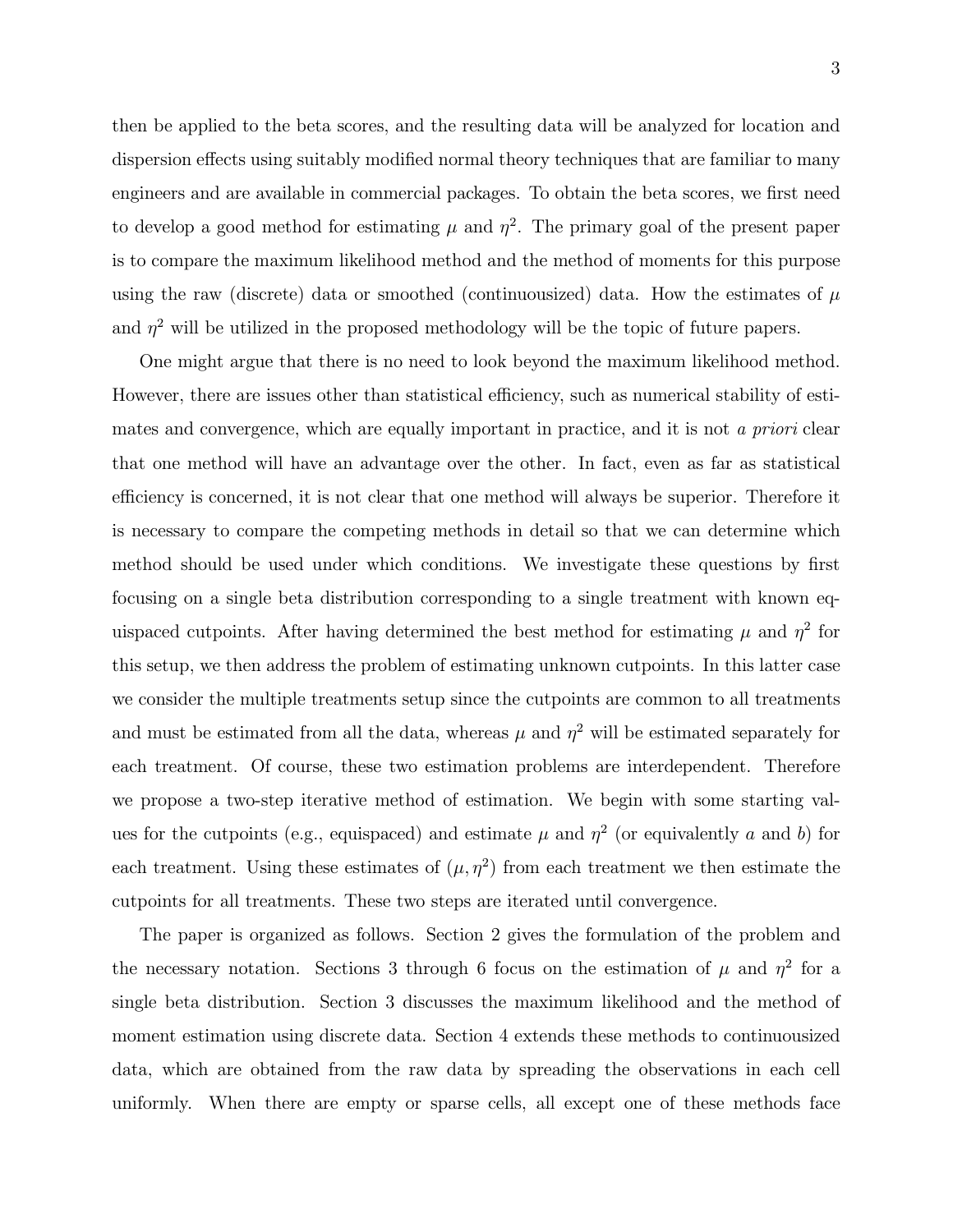then be applied to the beta scores, and the resulting data will be analyzed for location and dispersion effects using suitably modified normal theory techniques that are familiar to many engineers and are available in commercial packages. To obtain the beta scores, we first need to develop a good method for estimating $\mu$ and $\eta^2$. The primary goal of the present paper is to compare the maximum likelihood method and the method of moments for this purpose using the raw (discrete) data or smoothed (continuousized) data. How the estimates of $\mu$ and $\eta^2$ will be utilized in the proposed methodology will be the topic of future papers.

One might argue that there is no need to look beyond the maximum likelihood method. However, there are issues other than statistical efficiency, such as numerical stability of estimates and convergence, which are equally important in practice, and it is not *a priori* clear that one method will have an advantage over the other. In fact, even as far as statistical efficiency is concerned, it is not clear that one method will always be superior. Therefore it is necessary to compare the competing methods in detail so that we can determine which method should be used under which conditions. We investigate these questions by first focusing on a single beta distribution corresponding to a single treatment with known equispaced cutpoints. After having determined the best method for estimating $\mu$ and $\eta^2$ for this setup, we then address the problem of estimating unknown cutpoints. In this latter case we consider the multiple treatments setup since the cutpoints are common to all treatments and must be estimated from all the data, whereas $\mu$ and $\eta^2$ will be estimated separately for each treatment. Of course, these two estimation problems are interdependent. Therefore we propose a two-step iterative method of estimation. We begin with some starting values for the cutpoints (e.g., equispaced) and estimate $\mu$ and $\eta^2$ (or equivalently $a$ and $b$) for each treatment. Using these estimates of $(\mu, \eta^2)$ from each treatment we then estimate the cutpoints for all treatments. These two steps are iterated until convergence.

The paper is organized as follows. Section 2 gives the formulation of the problem and the necessary notation. Sections 3 through 6 focus on the estimation of $\mu$ and $\eta^2$ for a single beta distribution. Section 3 discusses the maximum likelihood and the method of moment estimation using discrete data. Section 4 extends these methods to continuousized data, which are obtained from the raw data by spreading the observations in each cell uniformly. When there are empty or sparse cells, all except one of these methods face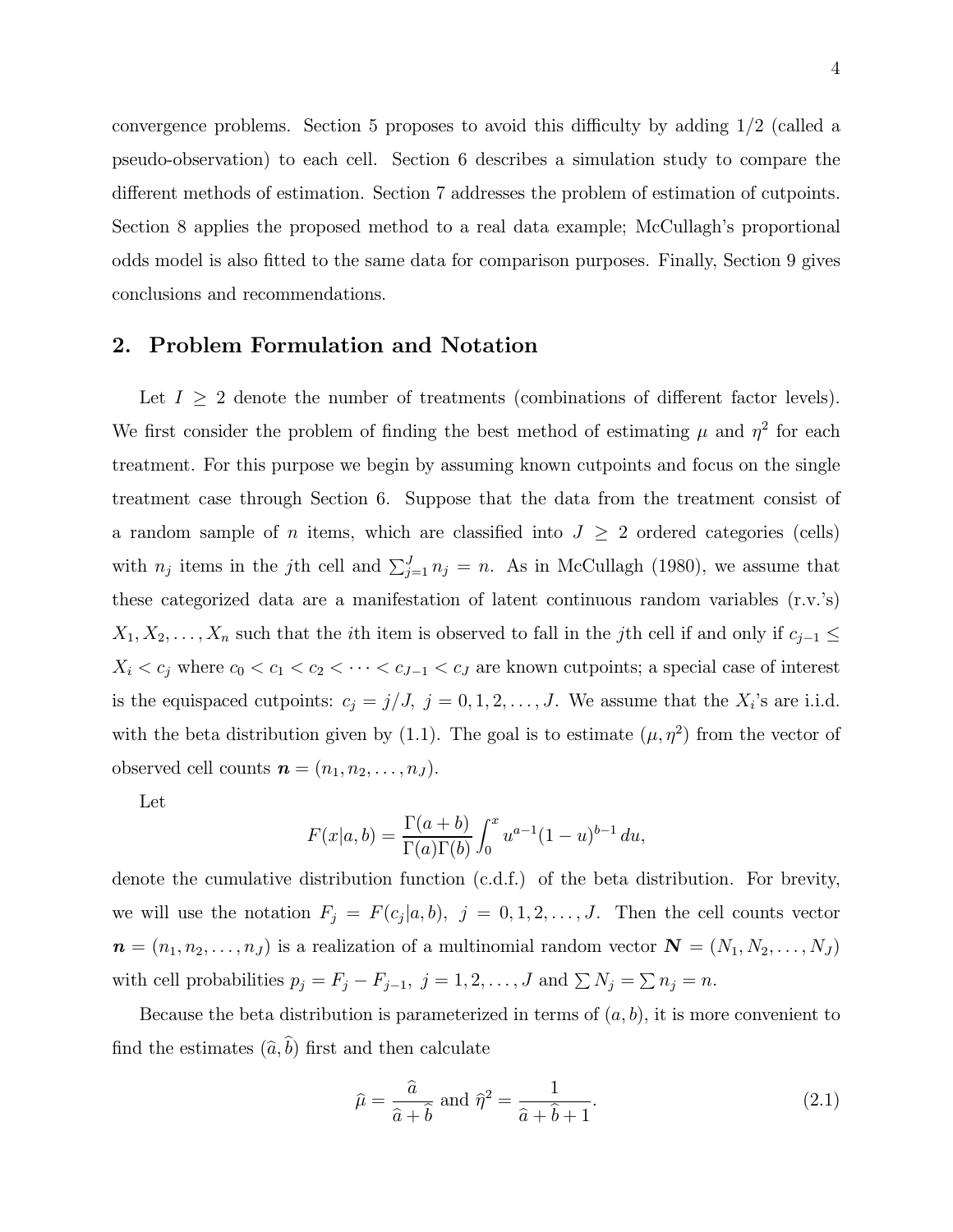convergence problems. Section 5 proposes to avoid this difficulty by adding 1/2 (called a pseudo-observation) to each cell. Section 6 describes a simulation study to compare the different methods of estimation. Section 7 addresses the problem of estimation of cutpoints. Section 8 applies the proposed method to a real data example; McCullagh's proportional odds model is also fitted to the same data for comparison purposes. Finally, Section 9 gives conclusions and recommendations.

## 2. Problem Formulation and Notation

Let $I \geq 2$ denote the number of treatments (combinations of different factor levels). We first consider the problem of finding the best method of estimating $\mu$ and $\eta^2$ for each treatment. For this purpose we begin by assuming known cutpoints and focus on the single treatment case through Section 6. Suppose that the data from the treatment consist of a random sample of $n$ items, which are classified into $J \geq 2$ ordered categories (cells) with $n_j$ items in the $j$th cell and $\sum_{j=1}^{J} n_j = n$. As in McCullagh (1980), we assume that these categorized data are a manifestation of latent continuous random variables (r.v.'s) $X_1, X_2, \ldots, X_n$ such that the $i$th item is observed to fall in the $j$th cell if and only if $c_{j-1} \leq X_i < c_j$ where $c_0 < c_1 < c_2 < \cdots < c_{J-1} < c_J$ are known cutpoints; a special case of interest is the equispaced cutpoints: $c_j = j/J,\ j = 0, 1, 2, \ldots, J$. We assume that the $X_i$'s are i.i.d. with the beta distribution given by (1.1). The goal is to estimate $(\mu, \eta^2)$ from the vector of observed cell counts $\boldsymbol{n} = (n_1, n_2, \ldots, n_J)$.

Let

$$F(x|a, b) = \frac{\Gamma(a+b)}{\Gamma(a)\Gamma(b)} \int_0^x u^{a-1}(1-u)^{b-1}\, du,$$

denote the cumulative distribution function (c.d.f.) of the beta distribution. For brevity, we will use the notation $F_j = F(c_j|a, b),\ j = 0, 1, 2, \ldots, J$. Then the cell counts vector $\boldsymbol{n} = (n_1, n_2, \ldots, n_J)$ is a realization of a multinomial random vector $\boldsymbol{N} = (N_1, N_2, \ldots, N_J)$ with cell probabilities $p_j = F_j - F_{j-1},\ j = 1, 2, \ldots, J$ and $\sum N_j = \sum n_j = n$.

Because the beta distribution is parameterized in terms of $(a, b)$, it is more convenient to find the estimates $(\widehat{a}, \widehat{b})$ first and then calculate

$$\widehat{\mu} = \frac{\widehat{a}}{\widehat{a} + \widehat{b}} \text{ and } \widehat{\eta}^2 = \frac{1}{\widehat{a} + \widehat{b} + 1}. \tag{2.1}$$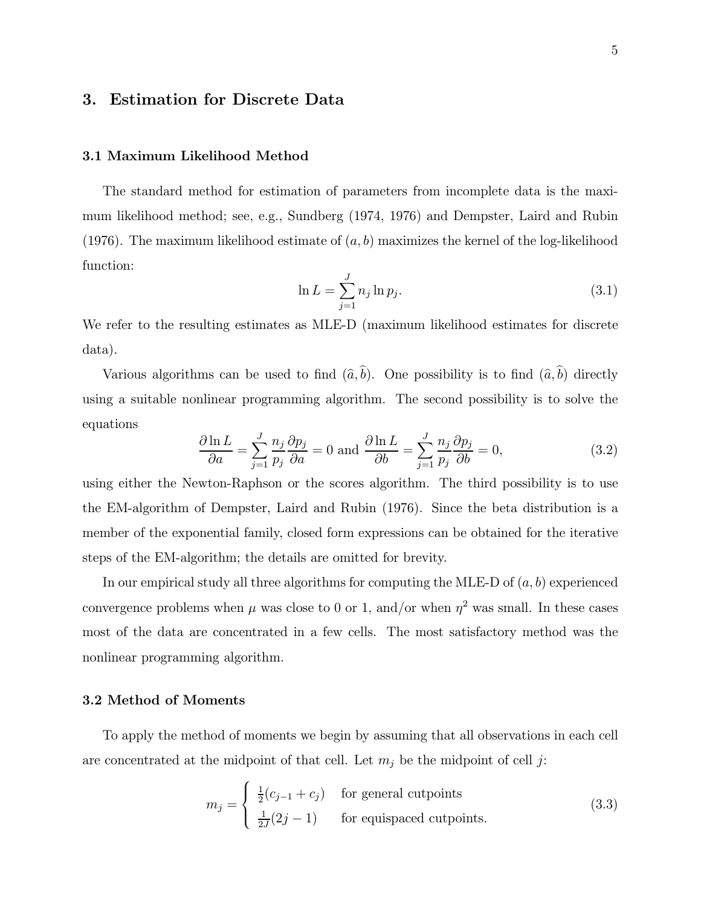## 3. Estimation for Discrete Data

### 3.1 Maximum Likelihood Method

The standard method for estimation of parameters from incomplete data is the maximum likelihood method; see, e.g., Sundberg (1974, 1976) and Dempster, Laird and Rubin (1976). The maximum likelihood estimate of $(a, b)$ maximizes the kernel of the log-likelihood function:

$$\ln L = \sum_{j=1}^{J} n_j \ln p_j. \tag{3.1}$$

We refer to the resulting estimates as MLE-D (maximum likelihood estimates for discrete data).

Various algorithms can be used to find $(\widehat{a}, \widehat{b})$. One possibility is to find $(\widehat{a}, \widehat{b})$ directly using a suitable nonlinear programming algorithm. The second possibility is to solve the equations

$$\frac{\partial \ln L}{\partial a} = \sum_{j=1}^{J} \frac{n_j}{p_j} \frac{\partial p_j}{\partial a} = 0 \text{ and } \frac{\partial \ln L}{\partial b} = \sum_{j=1}^{J} \frac{n_j}{p_j} \frac{\partial p_j}{\partial b} = 0, \tag{3.2}$$

using either the Newton-Raphson or the scores algorithm. The third possibility is to use the EM-algorithm of Dempster, Laird and Rubin (1976). Since the beta distribution is a member of the exponential family, closed form expressions can be obtained for the iterative steps of the EM-algorithm; the details are omitted for brevity.

In our empirical study all three algorithms for computing the MLE-D of $(a, b)$ experienced convergence problems when $\mu$ was close to 0 or 1, and/or when $\eta^2$ was small. In these cases most of the data are concentrated in a few cells. The most satisfactory method was the nonlinear programming algorithm.

### 3.2 Method of Moments

To apply the method of moments we begin by assuming that all observations in each cell are concentrated at the midpoint of that cell. Let $m_j$ be the midpoint of cell $j$:

$$m_j = \begin{cases} \frac{1}{2}(c_{j-1} + c_j) & \text{for general cutpoints} \\ \frac{1}{2J}(2j-1) & \text{for equispaced cutpoints.} \end{cases} \tag{3.3}$$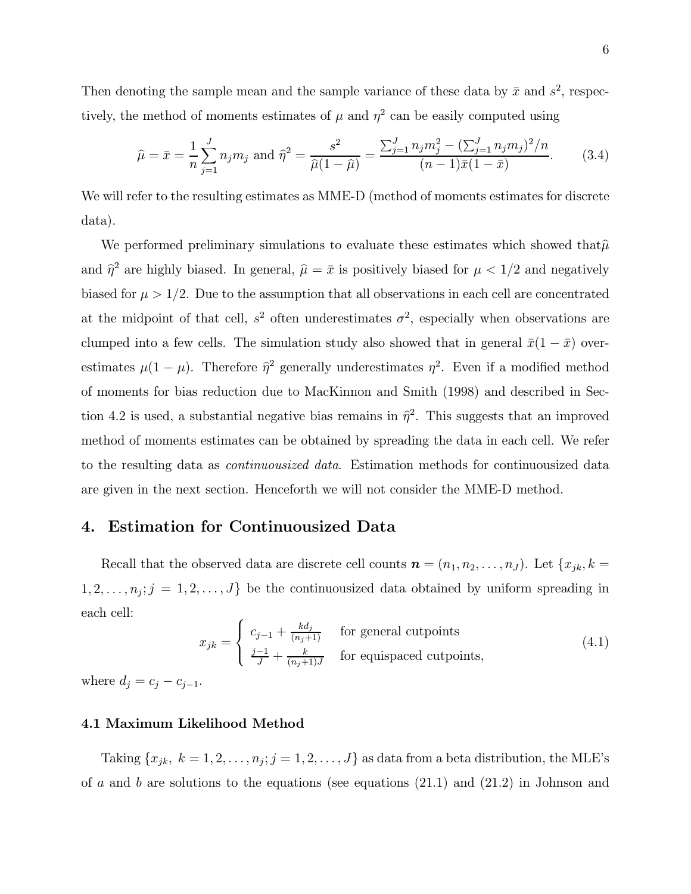Then denoting the sample mean and the sample variance of these data by $\bar{x}$ and $s^2$, respectively, the method of moments estimates of $\mu$ and $\eta^2$ can be easily computed using

$$\widehat{\mu} = \bar{x} = \frac{1}{n}\sum_{j=1}^{J} n_j m_j \text{ and } \widehat{\eta}^2 = \frac{s^2}{\widehat{\mu}(1-\widehat{\mu})} = \frac{\sum_{j=1}^{J} n_j m_j^2 - (\sum_{j=1}^{J} n_j m_j)^2/n}{(n-1)\bar{x}(1-\bar{x})}. \tag{3.4}$$

We will refer to the resulting estimates as MME-D (method of moments estimates for discrete data).

We performed preliminary simulations to evaluate these estimates which showed that $\widehat{\mu}$ and $\widehat{\eta}^2$ are highly biased. In general, $\widehat{\mu} = \bar{x}$ is positively biased for $\mu < 1/2$ and negatively biased for $\mu > 1/2$. Due to the assumption that all observations in each cell are concentrated at the midpoint of that cell, $s^2$ often underestimates $\sigma^2$, especially when observations are clumped into a few cells. The simulation study also showed that in general $\bar{x}(1-\bar{x})$ overestimates $\mu(1-\mu)$. Therefore $\widehat{\eta}^2$ generally underestimates $\eta^2$. Even if a modified method of moments for bias reduction due to MacKinnon and Smith (1998) and described in Section 4.2 is used, a substantial negative bias remains in $\widehat{\eta}^2$. This suggests that an improved method of moments estimates can be obtained by spreading the data in each cell. We refer to the resulting data as *continuousized data*. Estimation methods for continuousized data are given in the next section. Henceforth we will not consider the MME-D method.

## 4. Estimation for Continuousized Data

Recall that the observed data are discrete cell counts $\boldsymbol{n} = (n_1, n_2, \ldots, n_J)$. Let $\{x_{jk}, k = 1, 2, \ldots, n_j; j = 1, 2, \ldots, J\}$ be the continuousized data obtained by uniform spreading in each cell:

$$x_{jk} = \begin{cases} c_{j-1} + \frac{kd_j}{(n_j+1)} & \text{for general cutpoints} \\ \frac{j-1}{J} + \frac{k}{(n_j+1)J} & \text{for equispaced cutpoints,} \end{cases} \tag{4.1}$$

where $d_j = c_j - c_{j-1}$.

### 4.1 Maximum Likelihood Method

Taking $\{x_{jk},\ k = 1, 2, \ldots, n_j; j = 1, 2, \ldots, J\}$ as data from a beta distribution, the MLE's of $a$ and $b$ are solutions to the equations (see equations (21.1) and (21.2) in Johnson and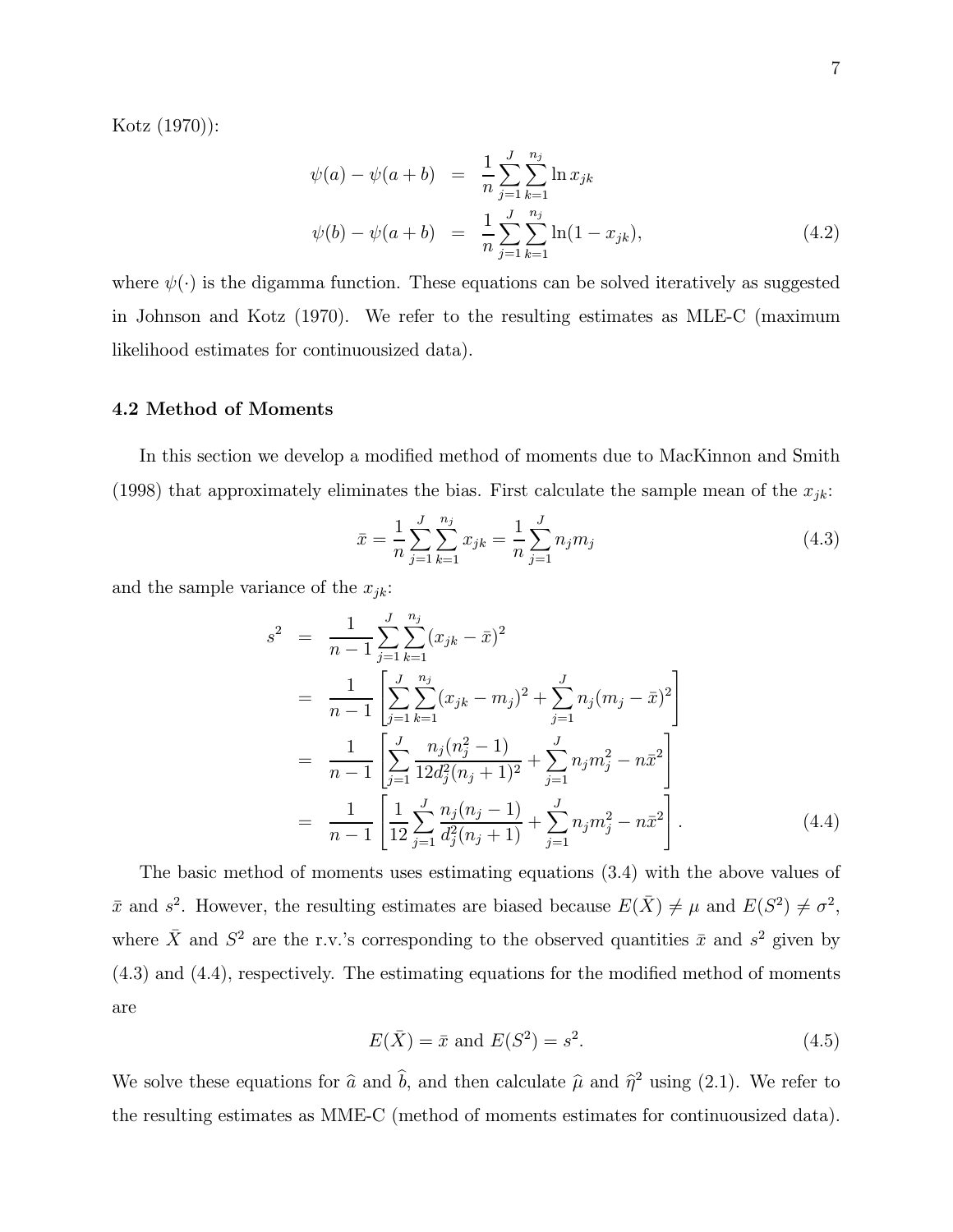Kotz (1970)):

$$
\begin{aligned}
\psi(a) - \psi(a+b) &= \frac{1}{n}\sum_{j=1}^{J}\sum_{k=1}^{n_j} \ln x_{jk} \\
\psi(b) - \psi(a+b) &= \frac{1}{n}\sum_{j=1}^{J}\sum_{k=1}^{n_j} \ln(1 - x_{jk}),
\end{aligned} \tag{4.2}
$$

where $\psi(\cdot)$ is the digamma function. These equations can be solved iteratively as suggested in Johnson and Kotz (1970). We refer to the resulting estimates as MLE-C (maximum likelihood estimates for continuousized data).

### 4.2 Method of Moments

In this section we develop a modified method of moments due to MacKinnon and Smith (1998) that approximately eliminates the bias. First calculate the sample mean of the $x_{jk}$:

$$
\bar{x} = \frac{1}{n}\sum_{j=1}^{J}\sum_{k=1}^{n_j} x_{jk} = \frac{1}{n}\sum_{j=1}^{J} n_j m_j \tag{4.3}
$$

and the sample variance of the $x_{jk}$:

$$
\begin{aligned}
s^2 &= \frac{1}{n-1}\sum_{j=1}^{J}\sum_{k=1}^{n_j}(x_{jk} - \bar{x})^2 \\
&= \frac{1}{n-1}\left[\sum_{j=1}^{J}\sum_{k=1}^{n_j}(x_{jk} - m_j)^2 + \sum_{j=1}^{J} n_j(m_j - \bar{x})^2\right] \\
&= \frac{1}{n-1}\left[\sum_{j=1}^{J}\frac{n_j(n_j^2 - 1)}{12 d_j^2 (n_j + 1)^2} + \sum_{j=1}^{J} n_j m_j^2 - n\bar{x}^2\right] \\
&= \frac{1}{n-1}\left[\frac{1}{12}\sum_{j=1}^{J}\frac{n_j(n_j - 1)}{d_j^2(n_j + 1)} + \sum_{j=1}^{J} n_j m_j^2 - n\bar{x}^2\right].
\end{aligned} \tag{4.4}
$$

The basic method of moments uses estimating equations (3.4) with the above values of $\bar{x}$ and $s^2$. However, the resulting estimates are biased because $E(\bar{X}) \neq \mu$ and $E(S^2) \neq \sigma^2$, where $\bar{X}$ and $S^2$ are the r.v.'s corresponding to the observed quantities $\bar{x}$ and $s^2$ given by (4.3) and (4.4), respectively. The estimating equations for the modified method of moments are

$$
E(\bar{X}) = \bar{x} \text{ and } E(S^2) = s^2. \tag{4.5}
$$

We solve these equations for $\widehat{a}$ and $\widehat{b}$, and then calculate $\widehat{\mu}$ and $\widehat{\eta}^2$ using (2.1). We refer to the resulting estimates as MME-C (method of moments estimates for continuousized data).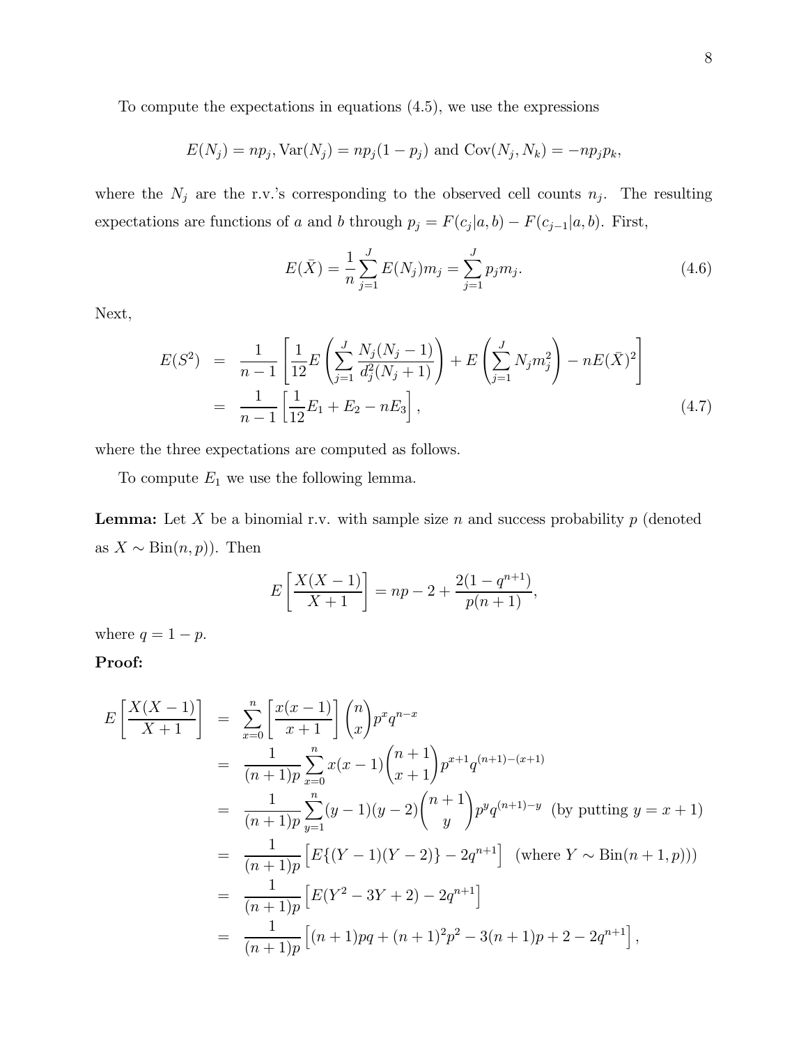To compute the expectations in equations (4.5), we use the expressions

$$E(N_j) = np_j, \text{Var}(N_j) = np_j(1-p_j) \text{ and } \text{Cov}(N_j, N_k) = -np_jp_k,$$

where the $N_j$ are the r.v.'s corresponding to the observed cell counts $n_j$. The resulting expectations are functions of $a$ and $b$ through $p_j = F(c_j|a,b) - F(c_{j-1}|a,b)$. First,

$$E(\bar{X}) = \frac{1}{n}\sum_{j=1}^{J} E(N_j)m_j = \sum_{j=1}^{J} p_j m_j. \tag{4.6}$$

Next,

$$\begin{aligned} E(S^2) &= \frac{1}{n-1}\left[\frac{1}{12}E\left(\sum_{j=1}^{J}\frac{N_j(N_j-1)}{d_j^2(N_j+1)}\right) + E\left(\sum_{j=1}^{J} N_j m_j^2\right) - nE(\bar{X})^2\right] \\ &= \frac{1}{n-1}\left[\frac{1}{12}E_1 + E_2 - nE_3\right], \end{aligned} \tag{4.7}$$

where the three expectations are computed as follows.

To compute $E_1$ we use the following lemma.

**Lemma:** Let $X$ be a binomial r.v. with sample size $n$ and success probability $p$ (denoted as $X \sim \text{Bin}(n,p)$). Then

$$E\left[\frac{X(X-1)}{X+1}\right] = np - 2 + \frac{2(1-q^{n+1})}{p(n+1)},$$

where $q = 1-p$.

**Proof:**

$$\begin{aligned} E\left[\frac{X(X-1)}{X+1}\right] &= \sum_{x=0}^{n}\left[\frac{x(x-1)}{x+1}\right]\binom{n}{x}p^x q^{n-x} \\ &= \frac{1}{(n+1)p}\sum_{x=0}^{n} x(x-1)\binom{n+1}{x+1}p^{x+1}q^{(n+1)-(x+1)} \\ &= \frac{1}{(n+1)p}\sum_{y=1}^{n}(y-1)(y-2)\binom{n+1}{y}p^y q^{(n+1)-y} \text{ (by putting } y = x+1) \\ &= \frac{1}{(n+1)p}\left[E\{(Y-1)(Y-2)\} - 2q^{n+1}\right] \text{ (where } Y \sim \text{Bin}(n+1,p))) \\ &= \frac{1}{(n+1)p}\left[E(Y^2 - 3Y + 2) - 2q^{n+1}\right] \\ &= \frac{1}{(n+1)p}\left[(n+1)pq + (n+1)^2p^2 - 3(n+1)p + 2 - 2q^{n+1}\right], \end{aligned}$$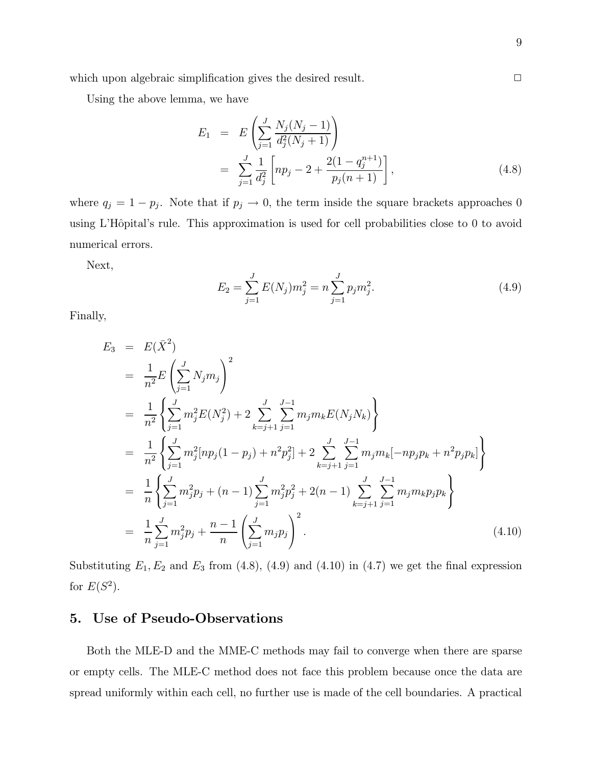which upon algebraic simplification gives the desired result. □

Using the above lemma, we have

$$
\begin{aligned}
E_1 &= E\left(\sum_{j=1}^{J} \frac{N_j(N_j-1)}{d_j^2(N_j+1)}\right) \\
&= \sum_{j=1}^{J} \frac{1}{d_j^2}\left[np_j - 2 + \frac{2(1-q_j^{n+1})}{p_j(n+1)}\right], \qquad (4.8)
\end{aligned}
$$

where $q_j = 1 - p_j$. Note that if $p_j \to 0$, the term inside the square brackets approaches 0 using L'Hôpital's rule. This approximation is used for cell probabilities close to 0 to avoid numerical errors.

Next,

$$
E_2 = \sum_{j=1}^{J} E(N_j)m_j^2 = n\sum_{j=1}^{J} p_j m_j^2. \qquad (4.9)
$$

Finally,

$$
\begin{aligned}
E_3 &= E(\bar{X}^2) \\
&= \frac{1}{n^2}E\left(\sum_{j=1}^{J} N_j m_j\right)^2 \\
&= \frac{1}{n^2}\left\{\sum_{j=1}^{J} m_j^2 E(N_j^2) + 2\sum_{k=j+1}^{J}\sum_{j=1}^{J-1} m_j m_k E(N_j N_k)\right\} \\
&= \frac{1}{n^2}\left\{\sum_{j=1}^{J} m_j^2[np_j(1-p_j) + n^2p_j^2] + 2\sum_{k=j+1}^{J}\sum_{j=1}^{J-1} m_j m_k[-np_jp_k + n^2p_jp_k]\right\} \\
&= \frac{1}{n}\left\{\sum_{j=1}^{J} m_j^2 p_j + (n-1)\sum_{j=1}^{J} m_j^2 p_j^2 + 2(n-1)\sum_{k=j+1}^{J}\sum_{j=1}^{J-1} m_j m_k p_j p_k\right\} \\
&= \frac{1}{n}\sum_{j=1}^{J} m_j^2 p_j + \frac{n-1}{n}\left(\sum_{j=1}^{J} m_j p_j\right)^2. \qquad (4.10)
\end{aligned}
$$

Substituting $E_1, E_2$ and $E_3$ from (4.8), (4.9) and (4.10) in (4.7) we get the final expression for $E(S^2)$.

## 5. Use of Pseudo-Observations

Both the MLE-D and the MME-C methods may fail to converge when there are sparse or empty cells. The MLE-C method does not face this problem because once the data are spread uniformly within each cell, no further use is made of the cell boundaries. A practical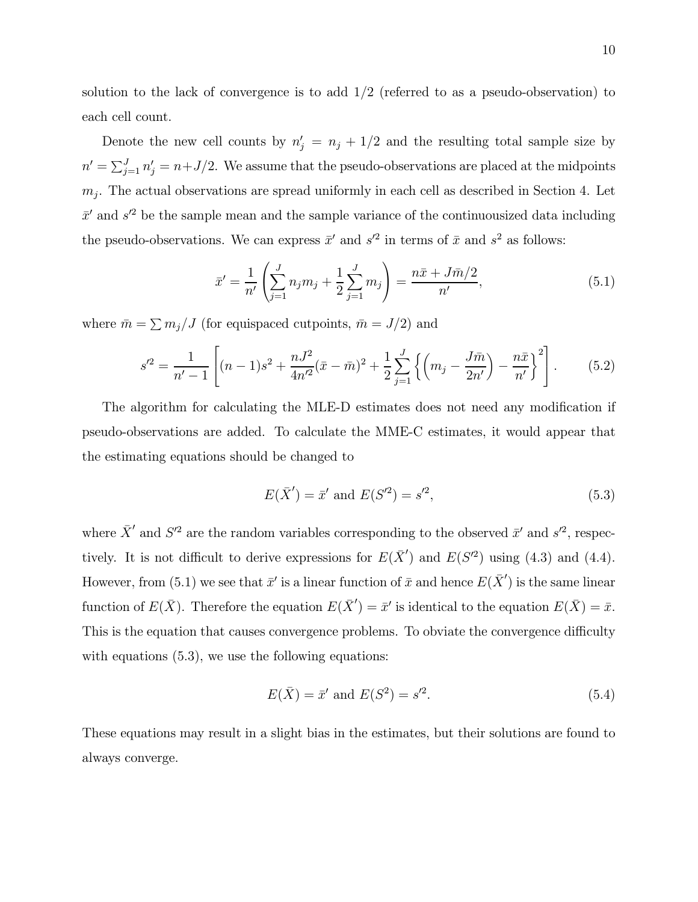solution to the lack of convergence is to add 1/2 (referred to as a pseudo-observation) to each cell count.

Denote the new cell counts by $n'_j = n_j + 1/2$ and the resulting total sample size by $n' = \sum_{j=1}^{J} n'_j = n + J/2$. We assume that the pseudo-observations are placed at the midpoints $m_j$. The actual observations are spread uniformly in each cell as described in Section 4. Let $\bar{x}'$ and $s'^2$ be the sample mean and the sample variance of the continuousized data including the pseudo-observations. We can express $\bar{x}'$ and $s'^2$ in terms of $\bar{x}$ and $s^2$ as follows:

$$\bar{x}' = \frac{1}{n'}\left(\sum_{j=1}^{J} n_j m_j + \frac{1}{2}\sum_{j=1}^{J} m_j\right) = \frac{n\bar{x} + J\bar{m}/2}{n'}, \tag{5.1}$$

where $\bar{m} = \sum m_j / J$ (for equispaced cutpoints, $\bar{m} = J/2$) and

$$s'^2 = \frac{1}{n'-1}\left[(n-1)s^2 + \frac{nJ^2}{4n'^2}(\bar{x}-\bar{m})^2 + \frac{1}{2}\sum_{j=1}^{J}\left\{\left(m_j - \frac{J\bar{m}}{2n'}\right) - \frac{n\bar{x}}{n'}\right\}^2\right]. \tag{5.2}$$

The algorithm for calculating the MLE-D estimates does not need any modification if pseudo-observations are added. To calculate the MME-C estimates, it would appear that the estimating equations should be changed to

$$E(\bar{X}') = \bar{x}' \text{ and } E(S'^2) = s'^2, \tag{5.3}$$

where $\bar{X}'$ and $S'^2$ are the random variables corresponding to the observed $\bar{x}'$ and $s'^2$, respectively. It is not difficult to derive expressions for $E(\bar{X}')$ and $E(S'^2)$ using (4.3) and (4.4). However, from (5.1) we see that $\bar{x}'$ is a linear function of $\bar{x}$ and hence $E(\bar{X}')$ is the same linear function of $E(\bar{X})$. Therefore the equation $E(\bar{X}') = \bar{x}'$ is identical to the equation $E(\bar{X}) = \bar{x}$. This is the equation that causes convergence problems. To obviate the convergence difficulty with equations (5.3), we use the following equations:

$$E(\bar{X}) = \bar{x}' \text{ and } E(S^2) = s'^2. \tag{5.4}$$

These equations may result in a slight bias in the estimates, but their solutions are found to always converge.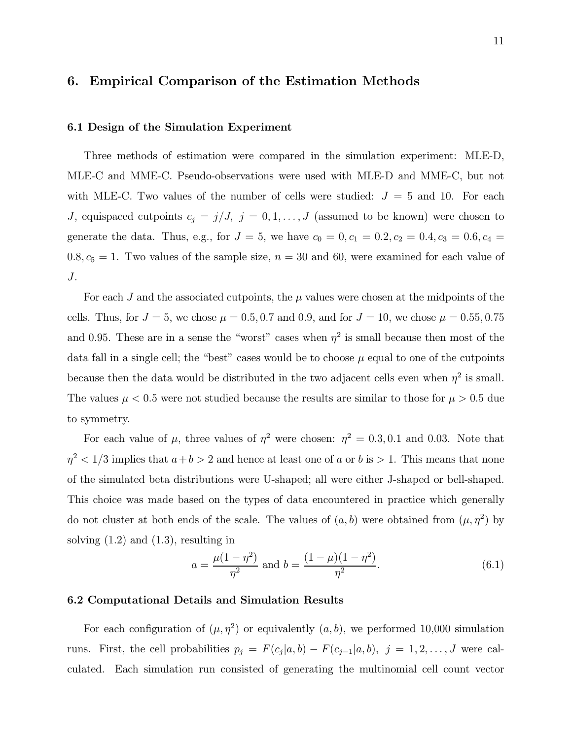## 6. Empirical Comparison of the Estimation Methods

### 6.1 Design of the Simulation Experiment

Three methods of estimation were compared in the simulation experiment: MLE-D, MLE-C and MME-C. Pseudo-observations were used with MLE-D and MME-C, but not with MLE-C. Two values of the number of cells were studied: $J = 5$ and 10. For each $J$, equispaced cutpoints $c_j = j/J,\ j = 0, 1, \ldots, J$ (assumed to be known) were chosen to generate the data. Thus, e.g., for $J = 5$, we have $c_0 = 0, c_1 = 0.2, c_2 = 0.4, c_3 = 0.6, c_4 = 0.8, c_5 = 1$. Two values of the sample size, $n = 30$ and 60, were examined for each value of $J$.

For each $J$ and the associated cutpoints, the $\mu$ values were chosen at the midpoints of the cells. Thus, for $J = 5$, we chose $\mu = 0.5, 0.7$ and 0.9, and for $J = 10$, we chose $\mu = 0.55, 0.75$ and 0.95. These are in a sense the "worst" cases when $\eta^2$ is small because then most of the data fall in a single cell; the "best" cases would be to choose $\mu$ equal to one of the cutpoints because then the data would be distributed in the two adjacent cells even when $\eta^2$ is small. The values $\mu < 0.5$ were not studied because the results are similar to those for $\mu > 0.5$ due to symmetry.

For each value of $\mu$, three values of $\eta^2$ were chosen: $\eta^2 = 0.3, 0.1$ and 0.03. Note that $\eta^2 < 1/3$ implies that $a+b > 2$ and hence at least one of $a$ or $b$ is $> 1$. This means that none of the simulated beta distributions were U-shaped; all were either J-shaped or bell-shaped. This choice was made based on the types of data encountered in practice which generally do not cluster at both ends of the scale. The values of $(a, b)$ were obtained from $(\mu, \eta^2)$ by solving (1.2) and (1.3), resulting in

$$a = \frac{\mu(1-\eta^2)}{\eta^2} \text{ and } b = \frac{(1-\mu)(1-\eta^2)}{\eta^2}. \tag{6.1}$$

### 6.2 Computational Details and Simulation Results

For each configuration of $(\mu, \eta^2)$ or equivalently $(a, b)$, we performed 10,000 simulation runs. First, the cell probabilities $p_j = F(c_j|a, b) - F(c_{j-1}|a, b),\ j = 1, 2, \ldots, J$ were calculated. Each simulation run consisted of generating the multinomial cell count vector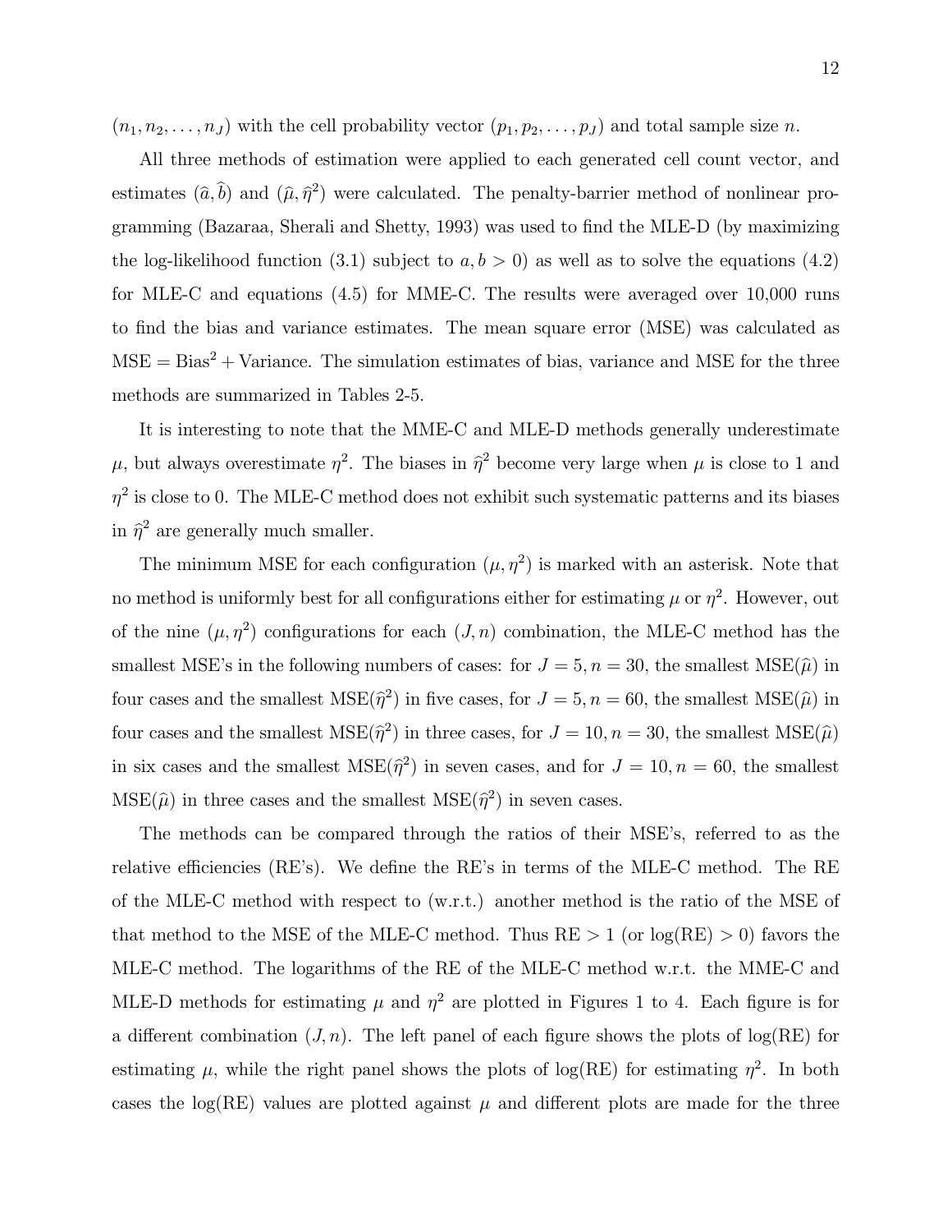$(n_1, n_2, \ldots, n_J)$ with the cell probability vector $(p_1, p_2, \ldots, p_J)$ and total sample size $n$.

All three methods of estimation were applied to each generated cell count vector, and estimates $(\widehat{a}, \widehat{b})$ and $(\widehat{\mu}, \widehat{\eta}^2)$ were calculated. The penalty-barrier method of nonlinear programming (Bazaraa, Sherali and Shetty, 1993) was used to find the MLE-D (by maximizing the log-likelihood function (3.1) subject to $a, b > 0$) as well as to solve the equations (4.2) for MLE-C and equations (4.5) for MME-C. The results were averaged over 10,000 runs to find the bias and variance estimates. The mean square error (MSE) was calculated as $\text{MSE} = \text{Bias}^2 + \text{Variance}$. The simulation estimates of bias, variance and MSE for the three methods are summarized in Tables 2-5.

It is interesting to note that the MME-C and MLE-D methods generally underestimate $\mu$, but always overestimate $\eta^2$. The biases in $\widehat{\eta}^2$ become very large when $\mu$ is close to 1 and $\eta^2$ is close to 0. The MLE-C method does not exhibit such systematic patterns and its biases in $\widehat{\eta}^2$ are generally much smaller.

The minimum MSE for each configuration $(\mu, \eta^2)$ is marked with an asterisk. Note that no method is uniformly best for all configurations either for estimating $\mu$ or $\eta^2$. However, out of the nine $(\mu, \eta^2)$ configurations for each $(J, n)$ combination, the MLE-C method has the smallest MSE's in the following numbers of cases: for $J = 5, n = 30$, the smallest $\text{MSE}(\widehat{\mu})$ in four cases and the smallest $\text{MSE}(\widehat{\eta}^2)$ in five cases, for $J = 5, n = 60$, the smallest $\text{MSE}(\widehat{\mu})$ in four cases and the smallest $\text{MSE}(\widehat{\eta}^2)$ in three cases, for $J = 10, n = 30$, the smallest $\text{MSE}(\widehat{\mu})$ in six cases and the smallest $\text{MSE}(\widehat{\eta}^2)$ in seven cases, and for $J = 10, n = 60$, the smallest $\text{MSE}(\widehat{\mu})$ in three cases and the smallest $\text{MSE}(\widehat{\eta}^2)$ in seven cases.

The methods can be compared through the ratios of their MSE's, referred to as the relative efficiencies (RE's). We define the RE's in terms of the MLE-C method. The RE of the MLE-C method with respect to (w.r.t.) another method is the ratio of the MSE of that method to the MSE of the MLE-C method. Thus $\text{RE} > 1$ (or $\log(\text{RE}) > 0$) favors the MLE-C method. The logarithms of the RE of the MLE-C method w.r.t. the MME-C and MLE-D methods for estimating $\mu$ and $\eta^2$ are plotted in Figures 1 to 4. Each figure is for a different combination $(J, n)$. The left panel of each figure shows the plots of $\log(\text{RE})$ for estimating $\mu$, while the right panel shows the plots of $\log(\text{RE})$ for estimating $\eta^2$. In both cases the $\log(\text{RE})$ values are plotted against $\mu$ and different plots are made for the three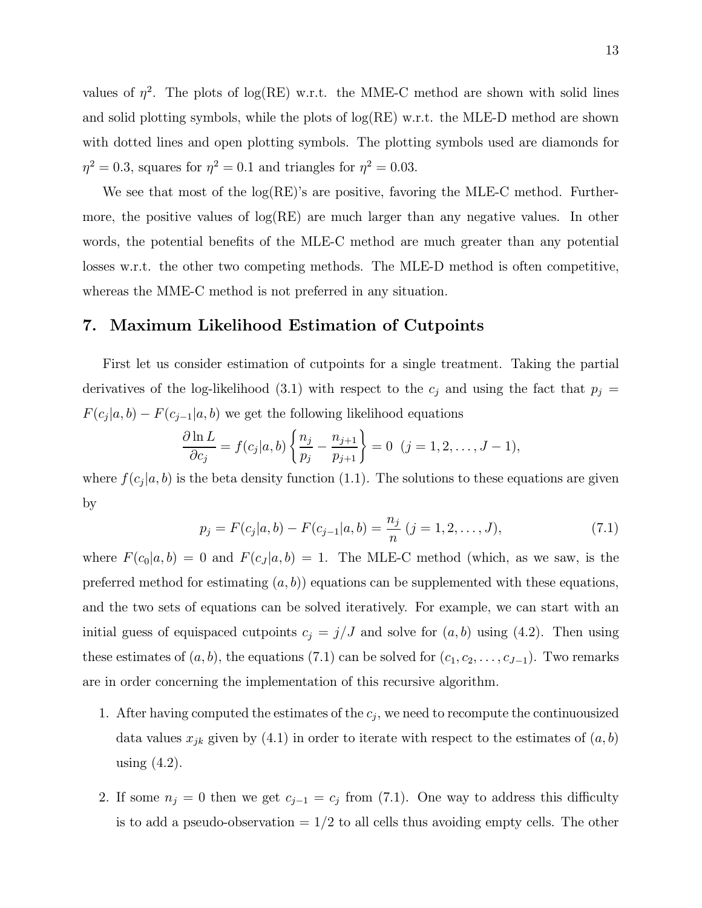values of $\eta^2$. The plots of log(RE) w.r.t. the MME-C method are shown with solid lines and solid plotting symbols, while the plots of log(RE) w.r.t. the MLE-D method are shown with dotted lines and open plotting symbols. The plotting symbols used are diamonds for $\eta^2 = 0.3$, squares for $\eta^2 = 0.1$ and triangles for $\eta^2 = 0.03$.

We see that most of the log(RE)'s are positive, favoring the MLE-C method. Furthermore, the positive values of log(RE) are much larger than any negative values. In other words, the potential benefits of the MLE-C method are much greater than any potential losses w.r.t. the other two competing methods. The MLE-D method is often competitive, whereas the MME-C method is not preferred in any situation.

## 7. Maximum Likelihood Estimation of Cutpoints

First let us consider estimation of cutpoints for a single treatment. Taking the partial derivatives of the log-likelihood (3.1) with respect to the $c_j$ and using the fact that $p_j = F(c_j|a,b) - F(c_{j-1}|a,b)$ we get the following likelihood equations

$$\frac{\partial \ln L}{\partial c_j} = f(c_j|a,b)\left\{\frac{n_j}{p_j} - \frac{n_{j+1}}{p_{j+1}}\right\} = 0 \;\; (j = 1, 2, \ldots, J-1),$$

where $f(c_j|a,b)$ is the beta density function (1.1). The solutions to these equations are given by

$$p_j = F(c_j|a,b) - F(c_{j-1}|a,b) = \frac{n_j}{n} \; (j = 1, 2, \ldots, J), \tag{7.1}$$

where $F(c_0|a,b) = 0$ and $F(c_J|a,b) = 1$. The MLE-C method (which, as we saw, is the preferred method for estimating $(a,b)$) equations can be supplemented with these equations, and the two sets of equations can be solved iteratively. For example, we can start with an initial guess of equispaced cutpoints $c_j = j/J$ and solve for $(a,b)$ using (4.2). Then using these estimates of $(a,b)$, the equations (7.1) can be solved for $(c_1, c_2, \ldots, c_{J-1})$. Two remarks are in order concerning the implementation of this recursive algorithm.

1. After having computed the estimates of the $c_j$, we need to recompute the continuousized data values $x_{jk}$ given by (4.1) in order to iterate with respect to the estimates of $(a,b)$ using (4.2).

2. If some $n_j = 0$ then we get $c_{j-1} = c_j$ from (7.1). One way to address this difficulty is to add a pseudo-observation $= 1/2$ to all cells thus avoiding empty cells. The other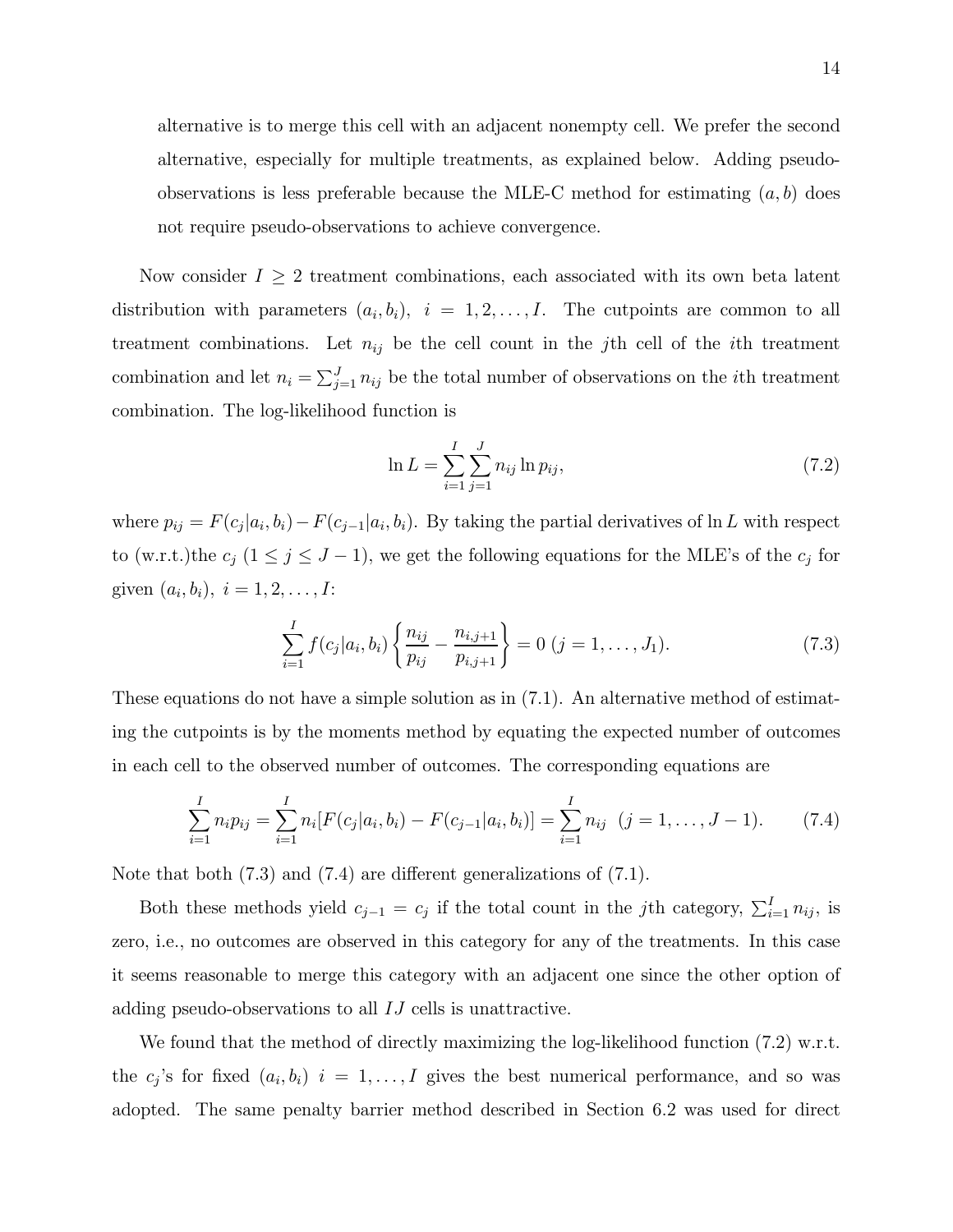alternative is to merge this cell with an adjacent nonempty cell. We prefer the second alternative, especially for multiple treatments, as explained below. Adding pseudo-observations is less preferable because the MLE-C method for estimating $(a, b)$ does not require pseudo-observations to achieve convergence.

Now consider $I \geq 2$ treatment combinations, each associated with its own beta latent distribution with parameters $(a_i, b_i)$, $i = 1, 2, \ldots, I$. The cutpoints are common to all treatment combinations. Let $n_{ij}$ be the cell count in the $j$th cell of the $i$th treatment combination and let $n_i = \sum_{j=1}^{J} n_{ij}$ be the total number of observations on the $i$th treatment combination. The log-likelihood function is

$$\ln L = \sum_{i=1}^{I} \sum_{j=1}^{J} n_{ij} \ln p_{ij}, \tag{7.2}$$

where $p_{ij} = F(c_j | a_i, b_i) - F(c_{j-1} | a_i, b_i)$. By taking the partial derivatives of $\ln L$ with respect to (w.r.t.)the $c_j$ $(1 \leq j \leq J-1)$, we get the following equations for the MLE's of the $c_j$ for given $(a_i, b_i)$, $i = 1, 2, \ldots, I$:

$$\sum_{i=1}^{I} f(c_j | a_i, b_i) \left\{ \frac{n_{ij}}{p_{ij}} - \frac{n_{i,j+1}}{p_{i,j+1}} \right\} = 0 \; (j = 1, \ldots, J_1). \tag{7.3}$$

These equations do not have a simple solution as in (7.1). An alternative method of estimating the cutpoints is by the moments method by equating the expected number of outcomes in each cell to the observed number of outcomes. The corresponding equations are

$$\sum_{i=1}^{I} n_i p_{ij} = \sum_{i=1}^{I} n_i [F(c_j | a_i, b_i) - F(c_{j-1} | a_i, b_i)] = \sum_{i=1}^{I} n_{ij} \;\; (j = 1, \ldots, J-1). \tag{7.4}$$

Note that both (7.3) and (7.4) are different generalizations of (7.1).

Both these methods yield $c_{j-1} = c_j$ if the total count in the $j$th category, $\sum_{i=1}^{I} n_{ij}$, is zero, i.e., no outcomes are observed in this category for any of the treatments. In this case it seems reasonable to merge this category with an adjacent one since the other option of adding pseudo-observations to all $IJ$ cells is unattractive.

We found that the method of directly maximizing the log-likelihood function (7.2) w.r.t. the $c_j$'s for fixed $(a_i, b_i)$ $i = 1, \ldots, I$ gives the best numerical performance, and so was adopted. The same penalty barrier method described in Section 6.2 was used for direct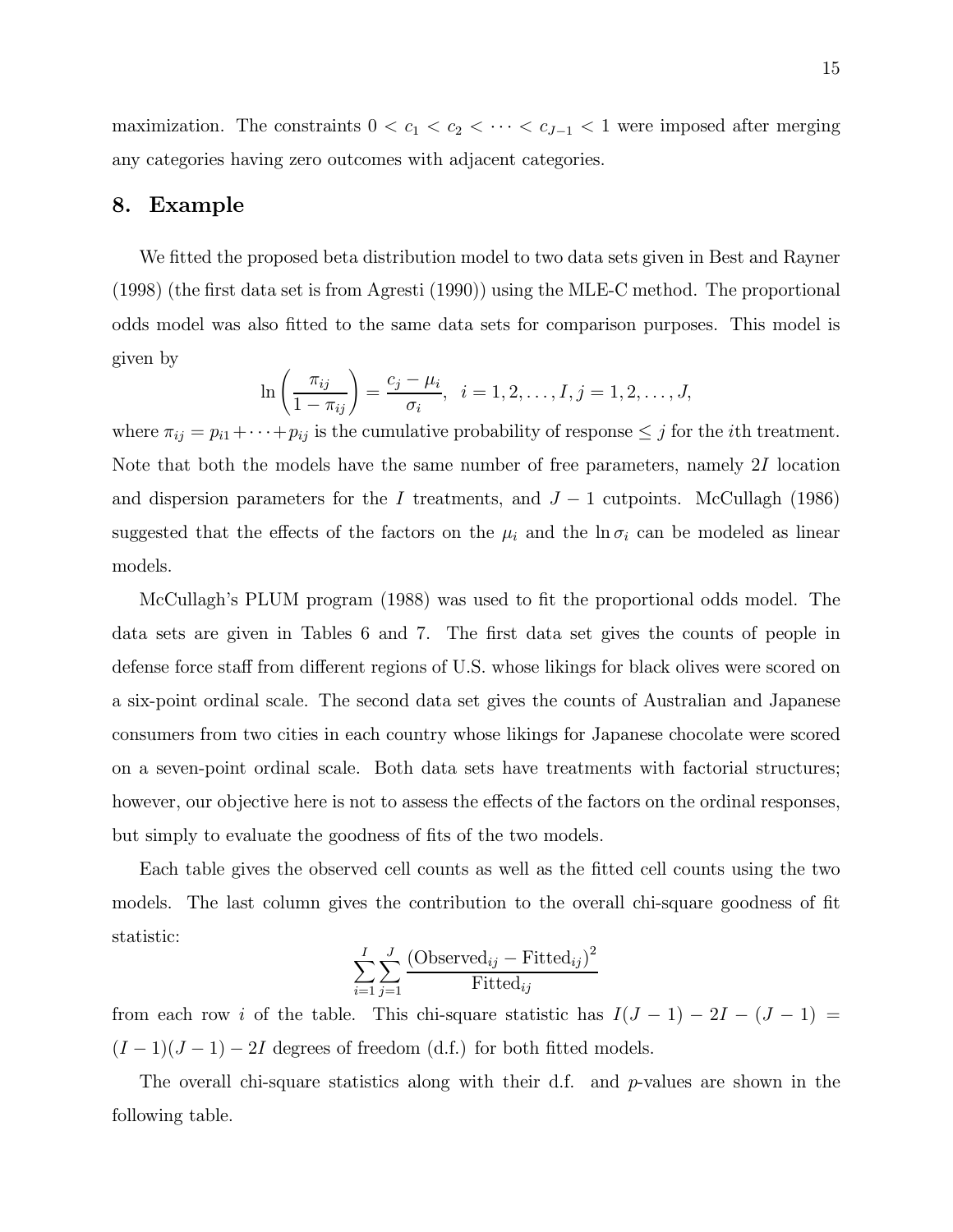maximization. The constraints $0 < c_1 < c_2 < \cdots < c_{J-1} < 1$ were imposed after merging any categories having zero outcomes with adjacent categories.

## 8. Example

We fitted the proposed beta distribution model to two data sets given in Best and Rayner (1998) (the first data set is from Agresti (1990)) using the MLE-C method. The proportional odds model was also fitted to the same data sets for comparison purposes. This model is given by

$$\ln\left(\frac{\pi_{ij}}{1-\pi_{ij}}\right) = \frac{c_j - \mu_i}{\sigma_i}, \quad i = 1, 2, \ldots, I, j = 1, 2, \ldots, J,$$

where $\pi_{ij} = p_{i1} + \cdots + p_{ij}$ is the cumulative probability of response $\leq j$ for the $i$th treatment. Note that both the models have the same number of free parameters, namely $2I$ location and dispersion parameters for the $I$ treatments, and $J - 1$ cutpoints. McCullagh (1986) suggested that the effects of the factors on the $\mu_i$ and the $\ln \sigma_i$ can be modeled as linear models.

McCullagh's PLUM program (1988) was used to fit the proportional odds model. The data sets are given in Tables 6 and 7. The first data set gives the counts of people in defense force staff from different regions of U.S. whose likings for black olives were scored on a six-point ordinal scale. The second data set gives the counts of Australian and Japanese consumers from two cities in each country whose likings for Japanese chocolate were scored on a seven-point ordinal scale. Both data sets have treatments with factorial structures; however, our objective here is not to assess the effects of the factors on the ordinal responses, but simply to evaluate the goodness of fits of the two models.

Each table gives the observed cell counts as well as the fitted cell counts using the two models. The last column gives the contribution to the overall chi-square goodness of fit statistic:

$$\sum_{i=1}^{I}\sum_{j=1}^{J}\frac{(\text{Observed}_{ij} - \text{Fitted}_{ij})^2}{\text{Fitted}_{ij}}$$

from each row $i$ of the table. This chi-square statistic has $I(J-1) - 2I - (J-1) = (I-1)(J-1) - 2I$ degrees of freedom (d.f.) for both fitted models.

The overall chi-square statistics along with their d.f. and $p$-values are shown in the following table.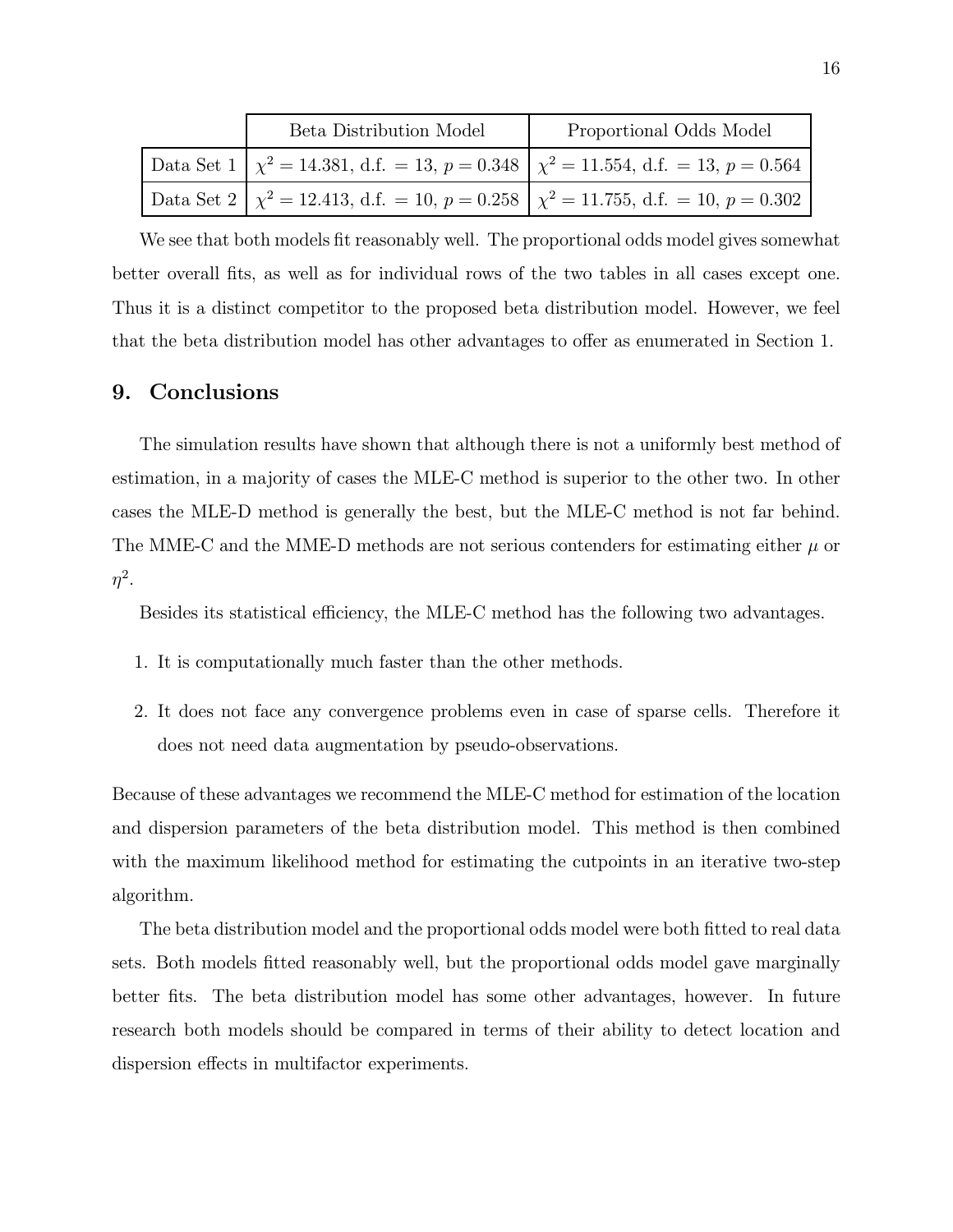| | Beta Distribution Model | Proportional Odds Model |
|---|---|---|
| Data Set 1 | $\chi^2 = 14.381$, d.f. $= 13$, $p = 0.348$ | $\chi^2 = 11.554$, d.f. $= 13$, $p = 0.564$ |
| Data Set 2 | $\chi^2 = 12.413$, d.f. $= 10$, $p = 0.258$ | $\chi^2 = 11.755$, d.f. $= 10$, $p = 0.302$ |

We see that both models fit reasonably well. The proportional odds model gives somewhat better overall fits, as well as for individual rows of the two tables in all cases except one. Thus it is a distinct competitor to the proposed beta distribution model. However, we feel that the beta distribution model has other advantages to offer as enumerated in Section 1.

## 9. Conclusions

The simulation results have shown that although there is not a uniformly best method of estimation, in a majority of cases the MLE-C method is superior to the other two. In other cases the MLE-D method is generally the best, but the MLE-C method is not far behind. The MME-C and the MME-D methods are not serious contenders for estimating either $\mu$ or $\eta^2$.

Besides its statistical efficiency, the MLE-C method has the following two advantages.

1. It is computationally much faster than the other methods.
2. It does not face any convergence problems even in case of sparse cells. Therefore it does not need data augmentation by pseudo-observations.

Because of these advantages we recommend the MLE-C method for estimation of the location and dispersion parameters of the beta distribution model. This method is then combined with the maximum likelihood method for estimating the cutpoints in an iterative two-step algorithm.

The beta distribution model and the proportional odds model were both fitted to real data sets. Both models fitted reasonably well, but the proportional odds model gave marginally better fits. The beta distribution model has some other advantages, however. In future research both models should be compared in terms of their ability to detect location and dispersion effects in multifactor experiments.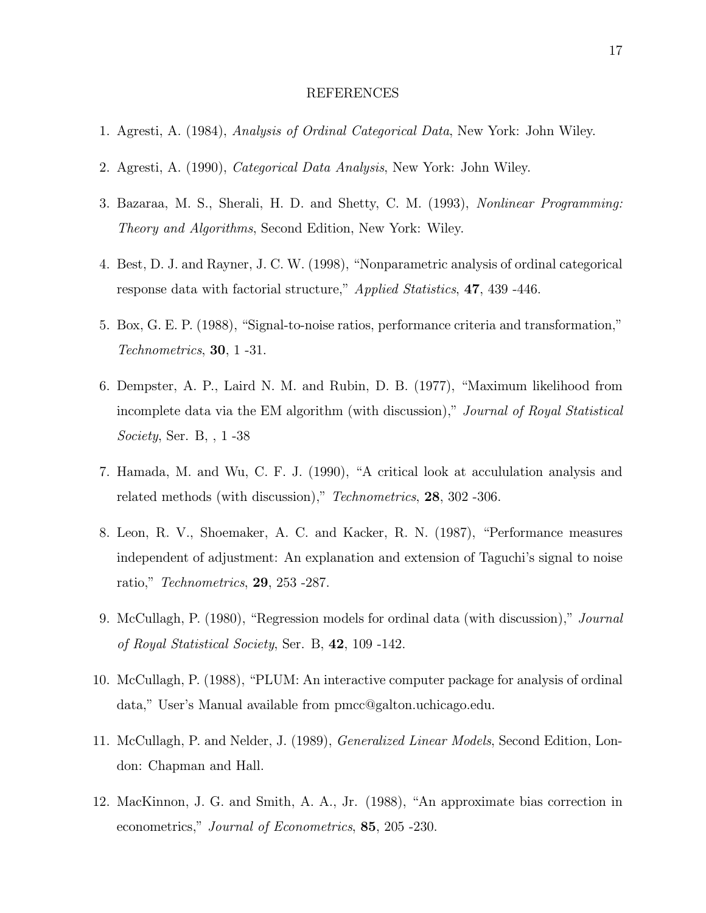REFERENCES

1. Agresti, A. (1984), *Analysis of Ordinal Categorical Data*, New York: John Wiley.

2. Agresti, A. (1990), *Categorical Data Analysis*, New York: John Wiley.

3. Bazaraa, M. S., Sherali, H. D. and Shetty, C. M. (1993), *Nonlinear Programming: Theory and Algorithms*, Second Edition, New York: Wiley.

4. Best, D. J. and Rayner, J. C. W. (1998), "Nonparametric analysis of ordinal categorical response data with factorial structure," *Applied Statistics*, **47**, 439 -446.

5. Box, G. E. P. (1988), "Signal-to-noise ratios, performance criteria and transformation," *Technometrics*, **30**, 1 -31.

6. Dempster, A. P., Laird N. M. and Rubin, D. B. (1977), "Maximum likelihood from incomplete data via the EM algorithm (with discussion)," *Journal of Royal Statistical Society*, Ser. B, , 1 -38

7. Hamada, M. and Wu, C. F. J. (1990), "A critical look at acculation analysis and related methods (with discussion)," *Technometrics*, **28**, 302 -306.

8. Leon, R. V., Shoemaker, A. C. and Kacker, R. N. (1987), "Performance measures independent of adjustment: An explanation and extension of Taguchi's signal to noise ratio," *Technometrics*, **29**, 253 -287.

9. McCullagh, P. (1980), "Regression models for ordinal data (with discussion)," *Journal of Royal Statistical Society*, Ser. B, **42**, 109 -142.

10. McCullagh, P. (1988), "PLUM: An interactive computer package for analysis of ordinal data," User's Manual available from pmcc@galton.uchicago.edu.

11. McCullagh, P. and Nelder, J. (1989), *Generalized Linear Models*, Second Edition, London: Chapman and Hall.

12. MacKinnon, J. G. and Smith, A. A., Jr. (1988), "An approximate bias correction in econometrics," *Journal of Econometrics*, **85**, 205 -230.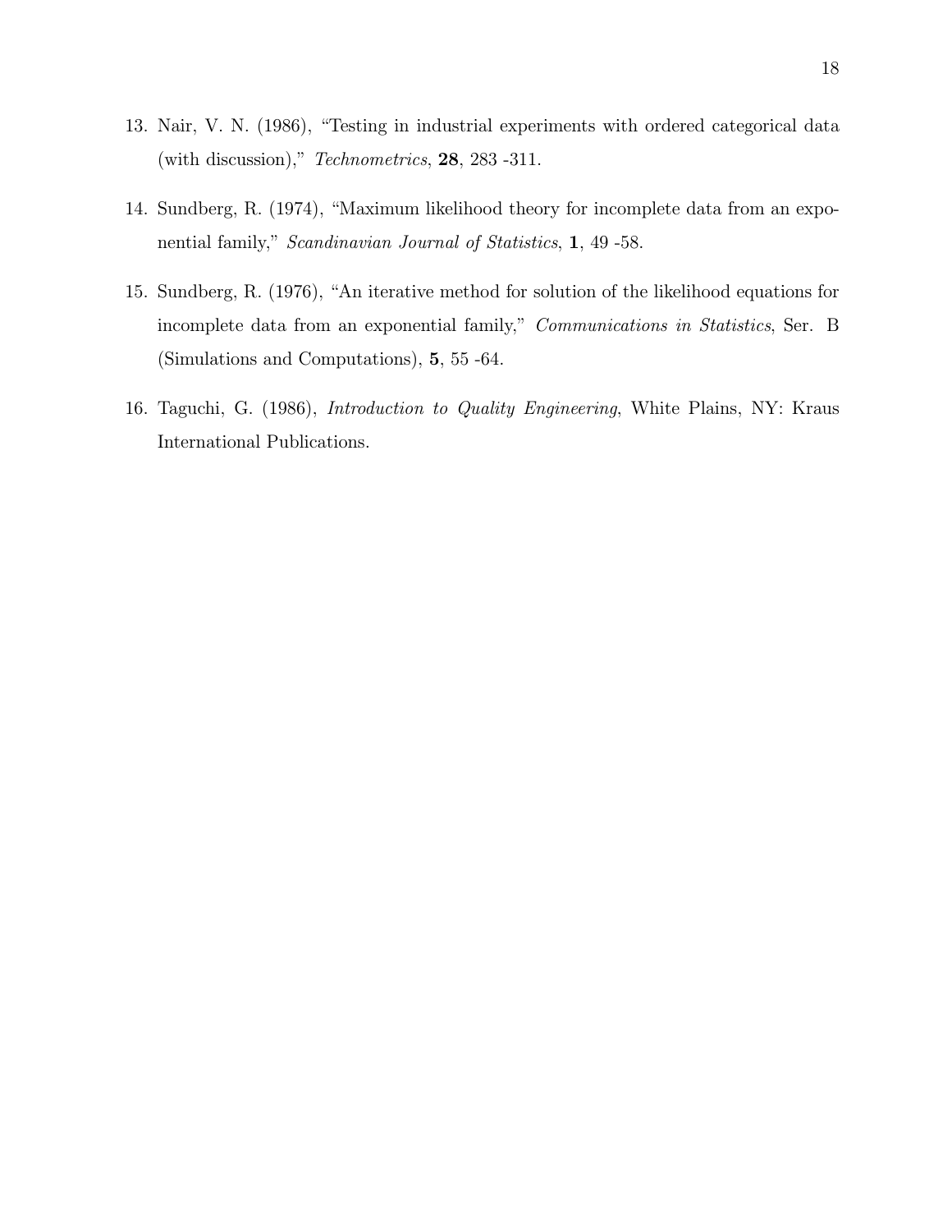13. Nair, V. N. (1986), "Testing in industrial experiments with ordered categorical data (with discussion)," *Technometrics*, **28**, 283 -311.

14. Sundberg, R. (1974), "Maximum likelihood theory for incomplete data from an exponential family," *Scandinavian Journal of Statistics*, **1**, 49 -58.

15. Sundberg, R. (1976), "An iterative method for solution of the likelihood equations for incomplete data from an exponential family," *Communications in Statistics*, Ser. B (Simulations and Computations), **5**, 55 -64.

16. Taguchi, G. (1986), *Introduction to Quality Engineering*, White Plains, NY: Kraus International Publications.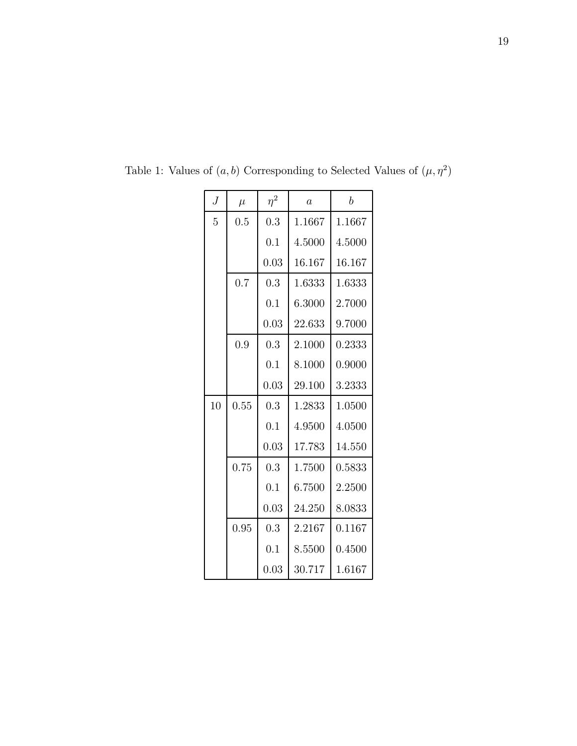Table 1: Values of $(a, b)$ Corresponding to Selected Values of $(\mu, \eta^2)$

| $J$ | $\mu$ | $\eta^2$ | $a$ | $b$ |
|---|---|---|---|---|
| 5 | 0.5 | 0.3 | 1.1667 | 1.1667 |
| | | 0.1 | 4.5000 | 4.5000 |
| | | 0.03 | 16.167 | 16.167 |
| | 0.7 | 0.3 | 1.6333 | 1.6333 |
| | | 0.1 | 6.3000 | 2.7000 |
| | | 0.03 | 22.633 | 9.7000 |
| | 0.9 | 0.3 | 2.1000 | 0.2333 |
| | | 0.1 | 8.1000 | 0.9000 |
| | | 0.03 | 29.100 | 3.2333 |
| 10 | 0.55 | 0.3 | 1.2833 | 1.0500 |
| | | 0.1 | 4.9500 | 4.0500 |
| | | 0.03 | 17.783 | 14.550 |
| | 0.75 | 0.3 | 1.7500 | 0.5833 |
| | | 0.1 | 6.7500 | 2.2500 |
| | | 0.03 | 24.250 | 8.0833 |
| | 0.95 | 0.3 | 2.2167 | 0.1167 |
| | | 0.1 | 8.5500 | 0.4500 |
| | | 0.03 | 30.717 | 1.6167 |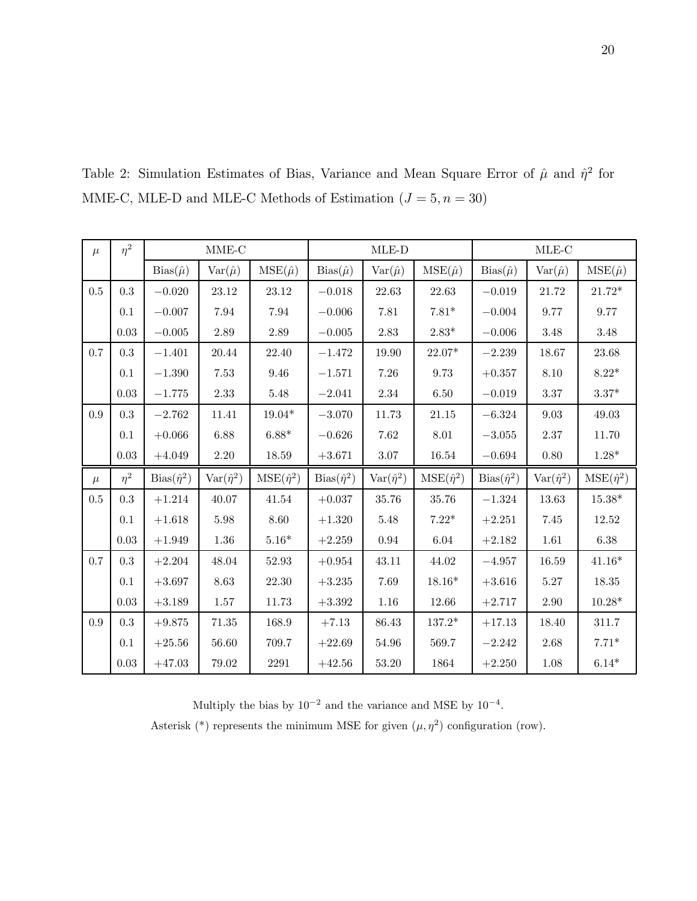Table 2: Simulation Estimates of Bias, Variance and Mean Square Error of $\hat{\mu}$ and $\hat{\eta}^2$ for MME-C, MLE-D and MLE-C Methods of Estimation ($J = 5, n = 30$)

| $\mu$ | $\eta^2$ | MME-C | | | MLE-D | | | MLE-C | | |
|---|---|---|---|---|---|---|---|---|---|---|
| | | Bias($\hat{\mu}$) | Var($\hat{\mu}$) | MSE($\hat{\mu}$) | Bias($\hat{\mu}$) | Var($\hat{\mu}$) | MSE($\hat{\mu}$) | Bias($\hat{\mu}$) | Var($\hat{\mu}$) | MSE($\hat{\mu}$) |
| 0.5 | 0.3 | $-0.020$ | 23.12 | 23.12 | $-0.018$ | 22.63 | 22.63 | $-0.019$ | 21.72 | 21.72* |
| | 0.1 | $-0.007$ | 7.94 | 7.94 | $-0.006$ | 7.81 | 7.81* | $-0.004$ | 9.77 | 9.77 |
| | 0.03 | $-0.005$ | 2.89 | 2.89 | $-0.005$ | 2.83 | 2.83* | $-0.006$ | 3.48 | 3.48 |
| 0.7 | 0.3 | $-1.401$ | 20.44 | 22.40 | $-1.472$ | 19.90 | 22.07* | $-2.239$ | 18.67 | 23.68 |
| | 0.1 | $-1.390$ | 7.53 | 9.46 | $-1.571$ | 7.26 | 9.73 | $+0.357$ | 8.10 | 8.22* |
| | 0.03 | $-1.775$ | 2.33 | 5.48 | $-2.041$ | 2.34 | 6.50 | $-0.019$ | 3.37 | 3.37* |
| 0.9 | 0.3 | $-2.762$ | 11.41 | 19.04* | $-3.070$ | 11.73 | 21.15 | $-6.324$ | 9.03 | 49.03 |
| | 0.1 | $+0.066$ | 6.88 | 6.88* | $-0.626$ | 7.62 | 8.01 | $-3.055$ | 2.37 | 11.70 |
| | 0.03 | $+4.049$ | 2.20 | 18.59 | $+3.671$ | 3.07 | 16.54 | $-0.694$ | 0.80 | 1.28* |
| $\mu$ | $\eta^2$ | Bias($\hat{\eta}^2$) | Var($\hat{\eta}^2$) | MSE($\hat{\eta}^2$) | Bias($\hat{\eta}^2$) | Var($\hat{\eta}^2$) | MSE($\hat{\eta}^2$) | Bias($\hat{\eta}^2$) | Var($\hat{\eta}^2$) | MSE($\hat{\eta}^2$) |
| 0.5 | 0.3 | $+1.214$ | 40.07 | 41.54 | $+0.037$ | 35.76 | 35.76 | $-1.324$ | 13.63 | 15.38* |
| | 0.1 | $+1.618$ | 5.98 | 8.60 | $+1.320$ | 5.48 | 7.22* | $+2.251$ | 7.45 | 12.52 |
| | 0.03 | $+1.949$ | 1.36 | 5.16* | $+2.259$ | 0.94 | 6.04 | $+2.182$ | 1.61 | 6.38 |
| 0.7 | 0.3 | $+2.204$ | 48.04 | 52.93 | $+0.954$ | 43.11 | 44.02 | $-4.957$ | 16.59 | 41.16* |
| | 0.1 | $+3.697$ | 8.63 | 22.30 | $+3.235$ | 7.69 | 18.16* | $+3.616$ | 5.27 | 18.35 |
| | 0.03 | $+3.189$ | 1.57 | 11.73 | $+3.392$ | 1.16 | 12.66 | $+2.717$ | 2.90 | 10.28* |
| 0.9 | 0.3 | $+9.875$ | 71.35 | 168.9 | $+7.13$ | 86.43 | 137.2* | $+17.13$ | 18.40 | 311.7 |
| | 0.1 | $+25.56$ | 56.60 | 709.7 | $+22.69$ | 54.96 | 569.7 | $-2.242$ | 2.68 | 7.71* |
| | 0.03 | $+47.03$ | 79.02 | 2291 | $+42.56$ | 53.20 | 1864 | $+2.250$ | 1.08 | 6.14* |

Multiply the bias by $10^{-2}$ and the variance and MSE by $10^{-4}$.

Asterisk (*) represents the minimum MSE for given $(\mu, \eta^2)$ configuration (row).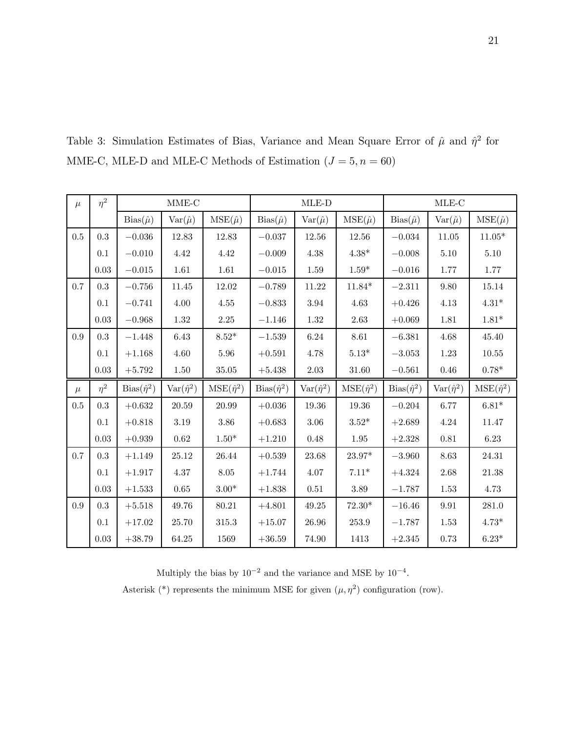Table 3: Simulation Estimates of Bias, Variance and Mean Square Error of $\hat{\mu}$ and $\hat{\eta}^2$ for MME-C, MLE-D and MLE-C Methods of Estimation ($J = 5, n = 60$)

| $\mu$ | $\eta^2$ | MME-C | | | MLE-D | | | MLE-C | | |
|---|---|---|---|---|---|---|---|---|---|---|
| | | Bias($\hat{\mu}$) | Var($\hat{\mu}$) | MSE($\hat{\mu}$) | Bias($\hat{\mu}$) | Var($\hat{\mu}$) | MSE($\hat{\mu}$) | Bias($\hat{\mu}$) | Var($\hat{\mu}$) | MSE($\hat{\mu}$) |
| 0.5 | 0.3 | $-0.036$ | 12.83 | 12.83 | $-0.037$ | 12.56 | 12.56 | $-0.034$ | 11.05 | 11.05* |
| | 0.1 | $-0.010$ | 4.42 | 4.42 | $-0.009$ | 4.38 | 4.38* | $-0.008$ | 5.10 | 5.10 |
| | 0.03 | $-0.015$ | 1.61 | 1.61 | $-0.015$ | 1.59 | 1.59* | $-0.016$ | 1.77 | 1.77 |
| 0.7 | 0.3 | $-0.756$ | 11.45 | 12.02 | $-0.789$ | 11.22 | 11.84* | $-2.311$ | 9.80 | 15.14 |
| | 0.1 | $-0.741$ | 4.00 | 4.55 | $-0.833$ | 3.94 | 4.63 | $+0.426$ | 4.13 | 4.31* |
| | 0.03 | $-0.968$ | 1.32 | 2.25 | $-1.146$ | 1.32 | 2.63 | $+0.069$ | 1.81 | 1.81* |
| 0.9 | 0.3 | $-1.448$ | 6.43 | 8.52* | $-1.539$ | 6.24 | 8.61 | $-6.381$ | 4.68 | 45.40 |
| | 0.1 | $+1.168$ | 4.60 | 5.96 | $+0.591$ | 4.78 | 5.13* | $-3.053$ | 1.23 | 10.55 |
| | 0.03 | $+5.792$ | 1.50 | 35.05 | $+5.438$ | 2.03 | 31.60 | $-0.561$ | 0.46 | 0.78* |
| $\mu$ | $\eta^2$ | Bias($\hat{\eta}^2$) | Var($\hat{\eta}^2$) | MSE($\hat{\eta}^2$) | Bias($\hat{\eta}^2$) | Var($\hat{\eta}^2$) | MSE($\hat{\eta}^2$) | Bias($\hat{\eta}^2$) | Var($\hat{\eta}^2$) | MSE($\hat{\eta}^2$) |
| 0.5 | 0.3 | $+0.632$ | 20.59 | 20.99 | $+0.036$ | 19.36 | 19.36 | $-0.204$ | 6.77 | 6.81* |
| | 0.1 | $+0.818$ | 3.19 | 3.86 | $+0.683$ | 3.06 | 3.52* | $+2.689$ | 4.24 | 11.47 |
| | 0.03 | $+0.939$ | 0.62 | 1.50* | $+1.210$ | 0.48 | 1.95 | $+2.328$ | 0.81 | 6.23 |
| 0.7 | 0.3 | $+1.149$ | 25.12 | 26.44 | $+0.539$ | 23.68 | 23.97* | $-3.960$ | 8.63 | 24.31 |
| | 0.1 | $+1.917$ | 4.37 | 8.05 | $+1.744$ | 4.07 | 7.11* | $+4.324$ | 2.68 | 21.38 |
| | 0.03 | $+1.533$ | 0.65 | 3.00* | $+1.838$ | 0.51 | 3.89 | $-1.787$ | 1.53 | 4.73 |
| 0.9 | 0.3 | $+5.518$ | 49.76 | 80.21 | $+4.801$ | 49.25 | 72.30* | $-16.46$ | 9.91 | 281.0 |
| | 0.1 | $+17.02$ | 25.70 | 315.3 | $+15.07$ | 26.96 | 253.9 | $-1.787$ | 1.53 | 4.73* |
| | 0.03 | $+38.79$ | 64.25 | 1569 | $+36.59$ | 74.90 | 1413 | $+2.345$ | 0.73 | 6.23* |

Multiply the bias by $10^{-2}$ and the variance and MSE by $10^{-4}$.

Asterisk (*) represents the minimum MSE for given $(\mu, \eta^2)$ configuration (row).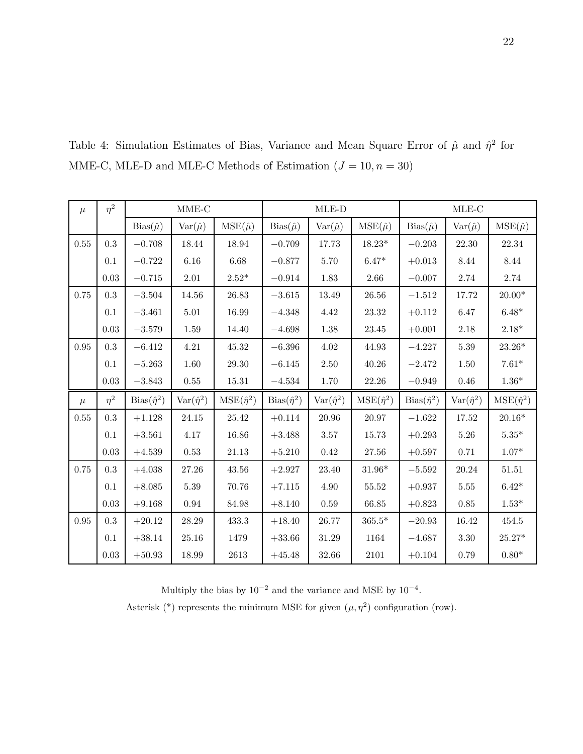Table 4: Simulation Estimates of Bias, Variance and Mean Square Error of $\hat{\mu}$ and $\hat{\eta}^2$ for MME-C, MLE-D and MLE-C Methods of Estimation ($J = 10, n = 30$)

| $\mu$ | $\eta^2$ | MME-C | | | MLE-D | | | MLE-C | | |
|---|---|---|---|---|---|---|---|---|---|---|
| | | Bias($\hat{\mu}$) | Var($\hat{\mu}$) | MSE($\hat{\mu}$) | Bias($\hat{\mu}$) | Var($\hat{\mu}$) | MSE($\hat{\mu}$) | Bias($\hat{\mu}$) | Var($\hat{\mu}$) | MSE($\hat{\mu}$) |
| 0.55 | 0.3 | $-0.708$ | 18.44 | 18.94 | $-0.709$ | 17.73 | 18.23* | $-0.203$ | 22.30 | 22.34 |
| | 0.1 | $-0.722$ | 6.16 | 6.68 | $-0.877$ | 5.70 | 6.47* | $+0.013$ | 8.44 | 8.44 |
| | 0.03 | $-0.715$ | 2.01 | 2.52* | $-0.914$ | 1.83 | 2.66 | $-0.007$ | 2.74 | 2.74 |
| 0.75 | 0.3 | $-3.504$ | 14.56 | 26.83 | $-3.615$ | 13.49 | 26.56 | $-1.512$ | 17.72 | 20.00* |
| | 0.1 | $-3.461$ | 5.01 | 16.99 | $-4.348$ | 4.42 | 23.32 | $+0.112$ | 6.47 | 6.48* |
| | 0.03 | $-3.579$ | 1.59 | 14.40 | $-4.698$ | 1.38 | 23.45 | $+0.001$ | 2.18 | 2.18* |
| 0.95 | 0.3 | $-6.412$ | 4.21 | 45.32 | $-6.396$ | 4.02 | 44.93 | $-4.227$ | 5.39 | 23.26* |
| | 0.1 | $-5.263$ | 1.60 | 29.30 | $-6.145$ | 2.50 | 40.26 | $-2.472$ | 1.50 | 7.61* |
| | 0.03 | $-3.843$ | 0.55 | 15.31 | $-4.534$ | 1.70 | 22.26 | $-0.949$ | 0.46 | 1.36* |
| $\mu$ | $\eta^2$ | Bias($\hat{\eta}^2$) | Var($\hat{\eta}^2$) | MSE($\hat{\eta}^2$) | Bias($\hat{\eta}^2$) | Var($\hat{\eta}^2$) | MSE($\hat{\eta}^2$) | Bias($\hat{\eta}^2$) | Var($\hat{\eta}^2$) | MSE($\hat{\eta}^2$) |
| 0.55 | 0.3 | $+1.128$ | 24.15 | 25.42 | $+0.114$ | 20.96 | 20.97 | $-1.622$ | 17.52 | 20.16* |
| | 0.1 | $+3.561$ | 4.17 | 16.86 | $+3.488$ | 3.57 | 15.73 | $+0.293$ | 5.26 | 5.35* |
| | 0.03 | $+4.539$ | 0.53 | 21.13 | $+5.210$ | 0.42 | 27.56 | $+0.597$ | 0.71 | 1.07* |
| 0.75 | 0.3 | $+4.038$ | 27.26 | 43.56 | $+2.927$ | 23.40 | 31.96* | $-5.592$ | 20.24 | 51.51 |
| | 0.1 | $+8.085$ | 5.39 | 70.76 | $+7.115$ | 4.90 | 55.52 | $+0.937$ | 5.55 | 6.42* |
| | 0.03 | $+9.168$ | 0.94 | 84.98 | $+8.140$ | 0.59 | 66.85 | $+0.823$ | 0.85 | 1.53* |
| 0.95 | 0.3 | $+20.12$ | 28.29 | 433.3 | $+18.40$ | 26.77 | 365.5* | $-20.93$ | 16.42 | 454.5 |
| | 0.1 | $+38.14$ | 25.16 | 1479 | $+33.66$ | 31.29 | 1164 | $-4.687$ | 3.30 | 25.27* |
| | 0.03 | $+50.93$ | 18.99 | 2613 | $+45.48$ | 32.66 | 2101 | $+0.104$ | 0.79 | 0.80* |

Multiply the bias by $10^{-2}$ and the variance and MSE by $10^{-4}$.

Asterisk (*) represents the minimum MSE for given $(\mu, \eta^2)$ configuration (row).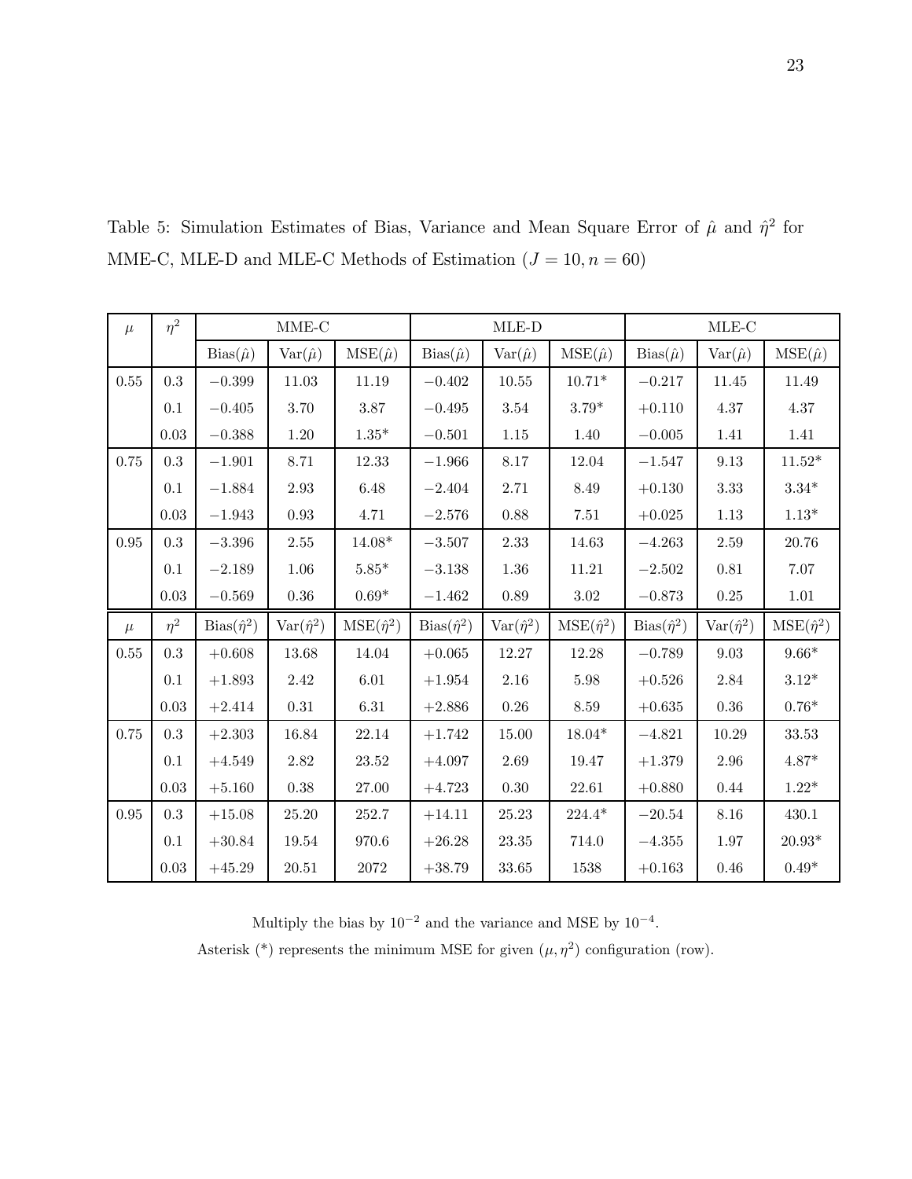Table 5: Simulation Estimates of Bias, Variance and Mean Square Error of $\hat{\mu}$ and $\hat{\eta}^2$ for MME-C, MLE-D and MLE-C Methods of Estimation ($J = 10, n = 60$)

| $\mu$ | $\eta^2$ | MME-C | | | MLE-D | | | MLE-C | | |
|---|---|---|---|---|---|---|---|---|---|---|
| | | Bias($\hat{\mu}$) | Var($\hat{\mu}$) | MSE($\hat{\mu}$) | Bias($\hat{\mu}$) | Var($\hat{\mu}$) | MSE($\hat{\mu}$) | Bias($\hat{\mu}$) | Var($\hat{\mu}$) | MSE($\hat{\mu}$) |
| 0.55 | 0.3 | $-0.399$ | 11.03 | 11.19 | $-0.402$ | 10.55 | 10.71* | $-0.217$ | 11.45 | 11.49 |
| | 0.1 | $-0.405$ | 3.70 | 3.87 | $-0.495$ | 3.54 | 3.79* | $+0.110$ | 4.37 | 4.37 |
| | 0.03 | $-0.388$ | 1.20 | 1.35* | $-0.501$ | 1.15 | 1.40 | $-0.005$ | 1.41 | 1.41 |
| 0.75 | 0.3 | $-1.901$ | 8.71 | 12.33 | $-1.966$ | 8.17 | 12.04 | $-1.547$ | 9.13 | 11.52* |
| | 0.1 | $-1.884$ | 2.93 | 6.48 | $-2.404$ | 2.71 | 8.49 | $+0.130$ | 3.33 | 3.34* |
| | 0.03 | $-1.943$ | 0.93 | 4.71 | $-2.576$ | 0.88 | 7.51 | $+0.025$ | 1.13 | 1.13* |
| 0.95 | 0.3 | $-3.396$ | 2.55 | 14.08* | $-3.507$ | 2.33 | 14.63 | $-4.263$ | 2.59 | 20.76 |
| | 0.1 | $-2.189$ | 1.06 | 5.85* | $-3.138$ | 1.36 | 11.21 | $-2.502$ | 0.81 | 7.07 |
| | 0.03 | $-0.569$ | 0.36 | 0.69* | $-1.462$ | 0.89 | 3.02 | $-0.873$ | 0.25 | 1.01 |
| $\mu$ | $\eta^2$ | Bias($\hat{\eta}^2$) | Var($\hat{\eta}^2$) | MSE($\hat{\eta}^2$) | Bias($\hat{\eta}^2$) | Var($\hat{\eta}^2$) | MSE($\hat{\eta}^2$) | Bias($\hat{\eta}^2$) | Var($\hat{\eta}^2$) | MSE($\hat{\eta}^2$) |
| 0.55 | 0.3 | $+0.608$ | 13.68 | 14.04 | $+0.065$ | 12.27 | 12.28 | $-0.789$ | 9.03 | 9.66* |
| | 0.1 | $+1.893$ | 2.42 | 6.01 | $+1.954$ | 2.16 | 5.98 | $+0.526$ | 2.84 | 3.12* |
| | 0.03 | $+2.414$ | 0.31 | 6.31 | $+2.886$ | 0.26 | 8.59 | $+0.635$ | 0.36 | 0.76* |
| 0.75 | 0.3 | $+2.303$ | 16.84 | 22.14 | $+1.742$ | 15.00 | 18.04* | $-4.821$ | 10.29 | 33.53 |
| | 0.1 | $+4.549$ | 2.82 | 23.52 | $+4.097$ | 2.69 | 19.47 | $+1.379$ | 2.96 | 4.87* |
| | 0.03 | $+5.160$ | 0.38 | 27.00 | $+4.723$ | 0.30 | 22.61 | $+0.880$ | 0.44 | 1.22* |
| 0.95 | 0.3 | $+15.08$ | 25.20 | 252.7 | $+14.11$ | 25.23 | 224.4* | $-20.54$ | 8.16 | 430.1 |
| | 0.1 | $+30.84$ | 19.54 | 970.6 | $+26.28$ | 23.35 | 714.0 | $-4.355$ | 1.97 | 20.93* |
| | 0.03 | $+45.29$ | 20.51 | 2072 | $+38.79$ | 33.65 | 1538 | $+0.163$ | 0.46 | 0.49* |

Multiply the bias by $10^{-2}$ and the variance and MSE by $10^{-4}$.

Asterisk (*) represents the minimum MSE for given $(\mu, \eta^2)$ configuration (row).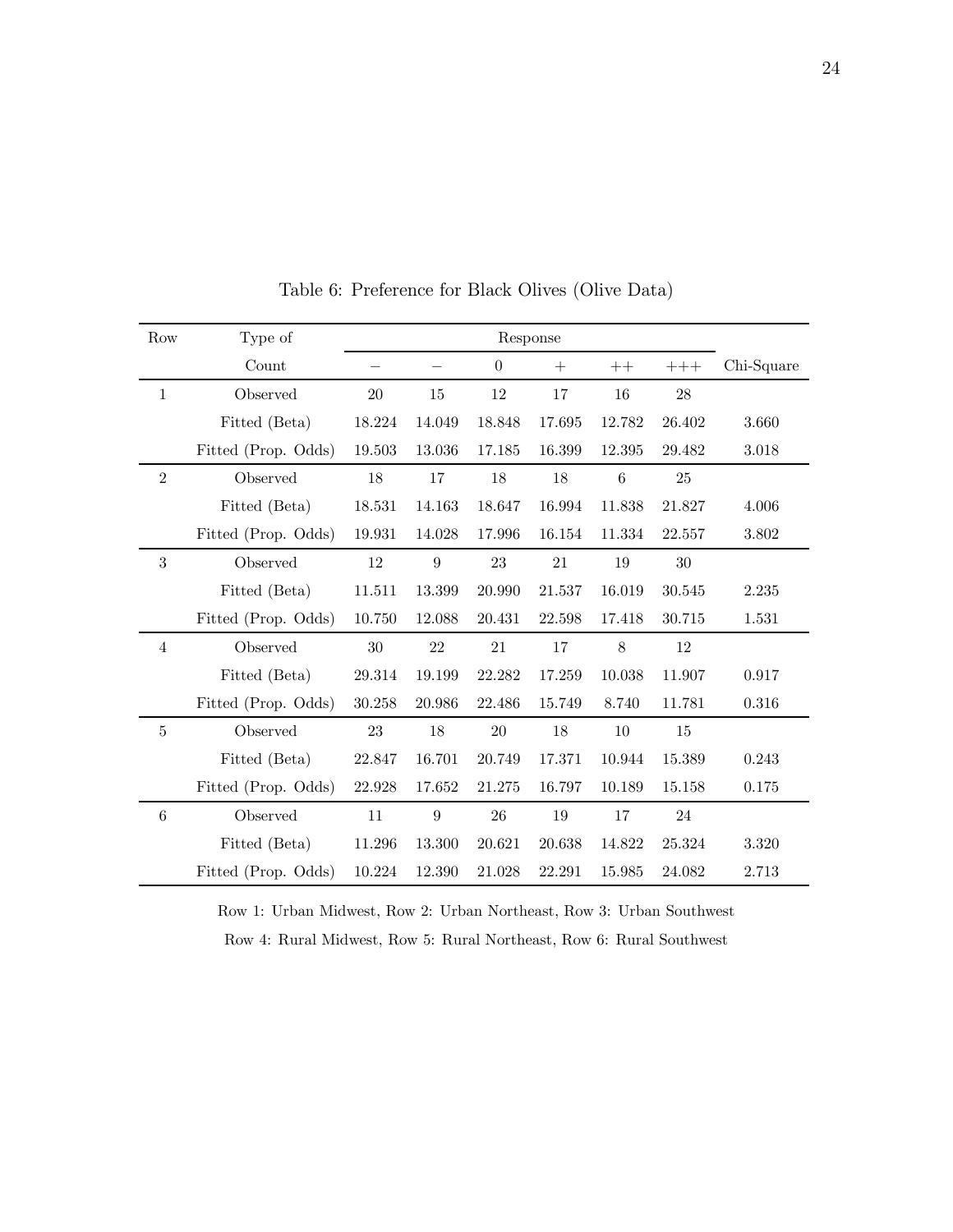Table 6: Preference for Black Olives (Olive Data)

| Row | Type of Count | Response | | | | | | Chi-Square |
|---|---|---|---|---|---|---|---|---|
| | | − | − | 0 | + | ++ | +++ | |
| 1 | Observed | 20 | 15 | 12 | 17 | 16 | 28 | |
| | Fitted (Beta) | 18.224 | 14.049 | 18.848 | 17.695 | 12.782 | 26.402 | 3.660 |
| | Fitted (Prop. Odds) | 19.503 | 13.036 | 17.185 | 16.399 | 12.395 | 29.482 | 3.018 |
| 2 | Observed | 18 | 17 | 18 | 18 | 6 | 25 | |
| | Fitted (Beta) | 18.531 | 14.163 | 18.647 | 16.994 | 11.838 | 21.827 | 4.006 |
| | Fitted (Prop. Odds) | 19.931 | 14.028 | 17.996 | 16.154 | 11.334 | 22.557 | 3.802 |
| 3 | Observed | 12 | 9 | 23 | 21 | 19 | 30 | |
| | Fitted (Beta) | 11.511 | 13.399 | 20.990 | 21.537 | 16.019 | 30.545 | 2.235 |
| | Fitted (Prop. Odds) | 10.750 | 12.088 | 20.431 | 22.598 | 17.418 | 30.715 | 1.531 |
| 4 | Observed | 30 | 22 | 21 | 17 | 8 | 12 | |
| | Fitted (Beta) | 29.314 | 19.199 | 22.282 | 17.259 | 10.038 | 11.907 | 0.917 |
| | Fitted (Prop. Odds) | 30.258 | 20.986 | 22.486 | 15.749 | 8.740 | 11.781 | 0.316 |
| 5 | Observed | 23 | 18 | 20 | 18 | 10 | 15 | |
| | Fitted (Beta) | 22.847 | 16.701 | 20.749 | 17.371 | 10.944 | 15.389 | 0.243 |
| | Fitted (Prop. Odds) | 22.928 | 17.652 | 21.275 | 16.797 | 10.189 | 15.158 | 0.175 |
| 6 | Observed | 11 | 9 | 26 | 19 | 17 | 24 | |
| | Fitted (Beta) | 11.296 | 13.300 | 20.621 | 20.638 | 14.822 | 25.324 | 3.320 |
| | Fitted (Prop. Odds) | 10.224 | 12.390 | 21.028 | 22.291 | 15.985 | 24.082 | 2.713 |

Row 1: Urban Midwest, Row 2: Urban Northeast, Row 3: Urban Southwest

Row 4: Rural Midwest, Row 5: Rural Northeast, Row 6: Rural Southwest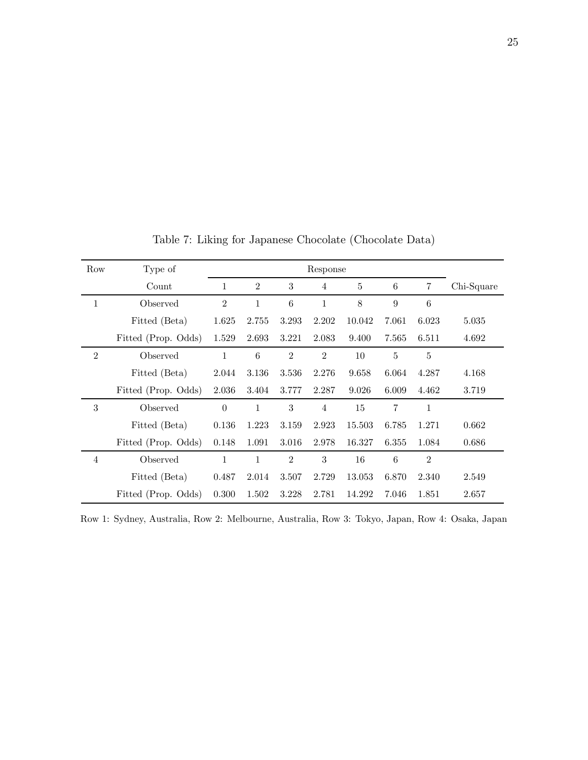Table 7: Liking for Japanese Chocolate (Chocolate Data)

| Row | Type of | Response | | | | | | | |
|---|---|---|---|---|---|---|---|---|---|
| | Count | 1 | 2 | 3 | 4 | 5 | 6 | 7 | Chi-Square |
| 1 | Observed | 2 | 1 | 6 | 1 | 8 | 9 | 6 | |
| | Fitted (Beta) | 1.625 | 2.755 | 3.293 | 2.202 | 10.042 | 7.061 | 6.023 | 5.035 |
| | Fitted (Prop. Odds) | 1.529 | 2.693 | 3.221 | 2.083 | 9.400 | 7.565 | 6.511 | 4.692 |
| 2 | Observed | 1 | 6 | 2 | 2 | 10 | 5 | 5 | |
| | Fitted (Beta) | 2.044 | 3.136 | 3.536 | 2.276 | 9.658 | 6.064 | 4.287 | 4.168 |
| | Fitted (Prop. Odds) | 2.036 | 3.404 | 3.777 | 2.287 | 9.026 | 6.009 | 4.462 | 3.719 |
| 3 | Observed | 0 | 1 | 3 | 4 | 15 | 7 | 1 | |
| | Fitted (Beta) | 0.136 | 1.223 | 3.159 | 2.923 | 15.503 | 6.785 | 1.271 | 0.662 |
| | Fitted (Prop. Odds) | 0.148 | 1.091 | 3.016 | 2.978 | 16.327 | 6.355 | 1.084 | 0.686 |
| 4 | Observed | 1 | 1 | 2 | 3 | 16 | 6 | 2 | |
| | Fitted (Beta) | 0.487 | 2.014 | 3.507 | 2.729 | 13.053 | 6.870 | 2.340 | 2.549 |
| | Fitted (Prop. Odds) | 0.300 | 1.502 | 3.228 | 2.781 | 14.292 | 7.046 | 1.851 | 2.657 |

Row 1: Sydney, Australia, Row 2: Melbourne, Australia, Row 3: Tokyo, Japan, Row 4: Osaka, Japan